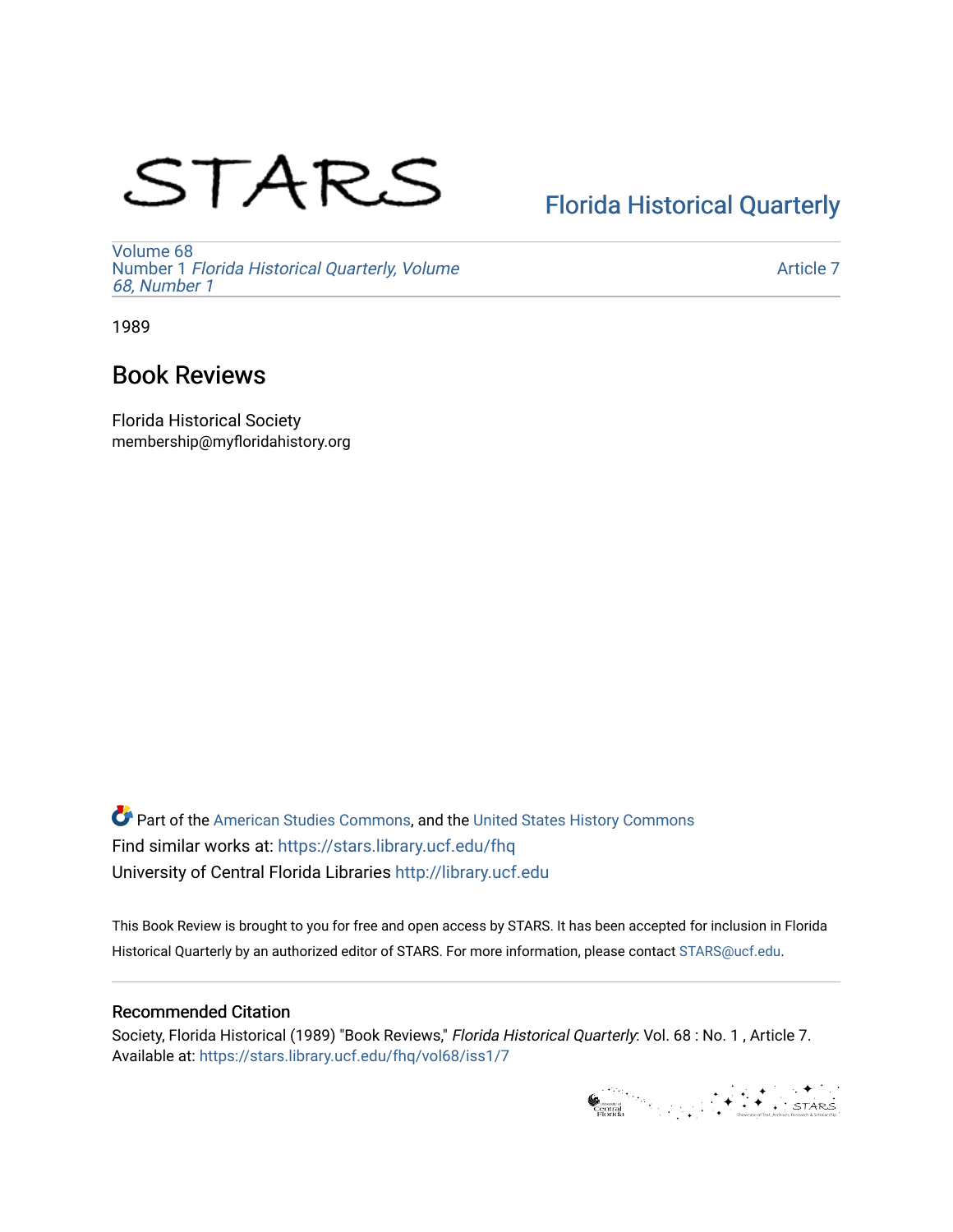STARS

Florida Historical Quarterly

Volume 68
Number 1 *Florida Historical Quarterly, Volume 68, Number 1*

Article 7

1989

# Book Reviews

Florida Historical Society
membership@myfloridahistory.org

Part of the American Studies Commons, and the United States History Commons
Find similar works at: https://stars.library.ucf.edu/fhq
University of Central Florida Libraries http://library.ucf.edu

This Book Review is brought to you for free and open access by STARS. It has been accepted for inclusion in Florida Historical Quarterly by an authorized editor of STARS. For more information, please contact STARS@ucf.edu.

## Recommended Citation

Society, Florida Historical (1989) "Book Reviews," *Florida Historical Quarterly*: Vol. 68 : No. 1 , Article 7.
Available at: https://stars.library.ucf.edu/fhq/vol68/iss1/7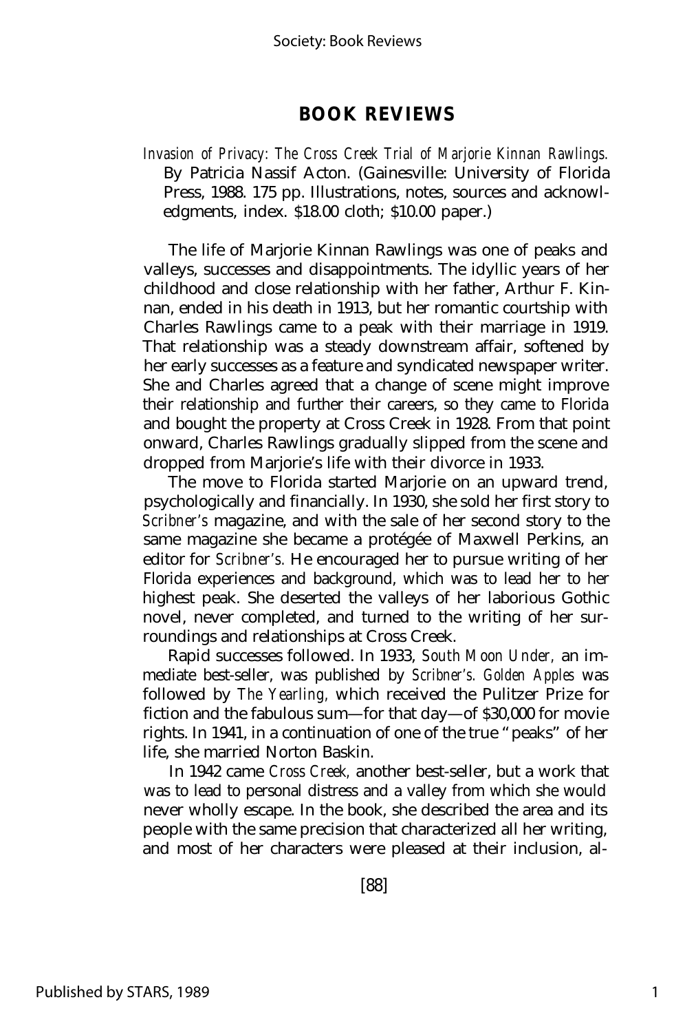# BOOK REVIEWS

*Invasion of Privacy: The Cross Creek Trial of Marjorie Kinnan Rawlings.* By Patricia Nassif Acton. (Gainesville: University of Florida Press, 1988. 175 pp. Illustrations, notes, sources and acknowledgments, index. $18.00 cloth; $10.00 paper.)

The life of Marjorie Kinnan Rawlings was one of peaks and valleys, successes and disappointments. The idyllic years of her childhood and close relationship with her father, Arthur F. Kinnan, ended in his death in 1913, but her romantic courtship with Charles Rawlings came to a peak with their marriage in 1919. That relationship was a steady downstream affair, softened by her early successes as a feature and syndicated newspaper writer. She and Charles agreed that a change of scene might improve their relationship and further their careers, so they came to Florida and bought the property at Cross Creek in 1928. From that point onward, Charles Rawlings gradually slipped from the scene and dropped from Marjorie's life with their divorce in 1933.

The move to Florida started Marjorie on an upward trend, psychologically and financially. In 1930, she sold her first story to *Scribner's* magazine, and with the sale of her second story to the same magazine she became a protégée of Maxwell Perkins, an editor for *Scribner's.* He encouraged her to pursue writing of her Florida experiences and background, which was to lead her to her highest peak. She deserted the valleys of her laborious Gothic novel, never completed, and turned to the writing of her surroundings and relationships at Cross Creek.

Rapid successes followed. In 1933, *South Moon Under,* an immediate best-seller, was published by *Scribner's. Golden Apples* was followed by *The Yearling,* which received the Pulitzer Prize for fiction and the fabulous sum—for that day—of $30,000 for movie rights. In 1941, in a continuation of one of the true "peaks" of her life, she married Norton Baskin.

In 1942 came *Cross Creek,* another best-seller, but a work that was to lead to personal distress and a valley from which she would never wholly escape. In the book, she described the area and its people with the same precision that characterized all her writing, and most of her characters were pleased at their inclusion, al-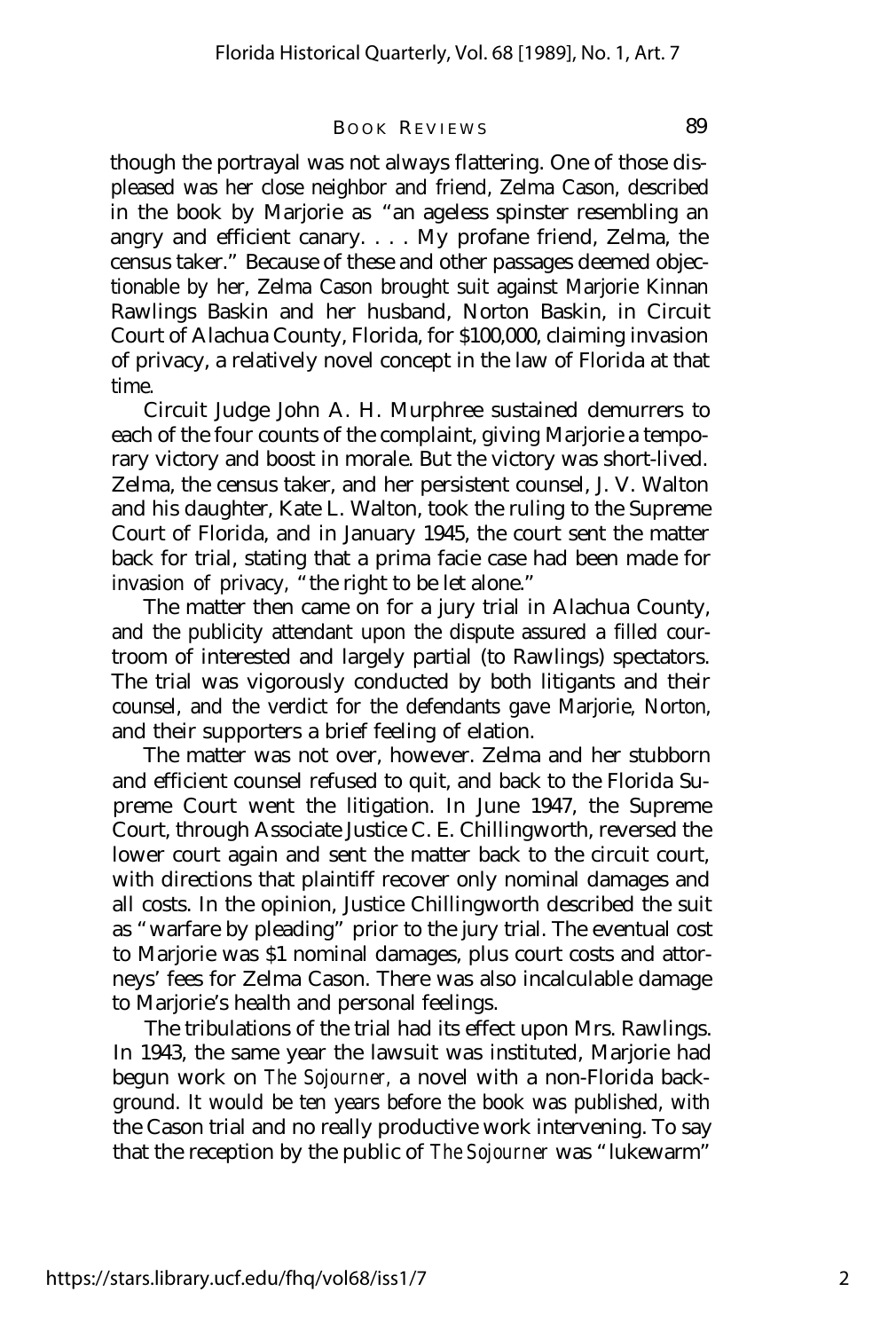though the portrayal was not always flattering. One of those displeased was her close neighbor and friend, Zelma Cason, described in the book by Marjorie as "an ageless spinster resembling an angry and efficient canary. . . . My profane friend, Zelma, the census taker." Because of these and other passages deemed objectionable by her, Zelma Cason brought suit against Marjorie Kinnan Rawlings Baskin and her husband, Norton Baskin, in Circuit Court of Alachua County, Florida, for $100,000, claiming invasion of privacy, a relatively novel concept in the law of Florida at that time.

Circuit Judge John A. H. Murphree sustained demurrers to each of the four counts of the complaint, giving Marjorie a temporary victory and boost in morale. But the victory was short-lived. Zelma, the census taker, and her persistent counsel, J. V. Walton and his daughter, Kate L. Walton, took the ruling to the Supreme Court of Florida, and in January 1945, the court sent the matter back for trial, stating that a prima facie case had been made for invasion of privacy, "the right to be let alone."

The matter then came on for a jury trial in Alachua County, and the publicity attendant upon the dispute assured a filled courtroom of interested and largely partial (to Rawlings) spectators. The trial was vigorously conducted by both litigants and their counsel, and the verdict for the defendants gave Marjorie, Norton, and their supporters a brief feeling of elation.

The matter was not over, however. Zelma and her stubborn and efficient counsel refused to quit, and back to the Florida Supreme Court went the litigation. In June 1947, the Supreme Court, through Associate Justice C. E. Chillingworth, reversed the lower court again and sent the matter back to the circuit court, with directions that plaintiff recover only nominal damages and all costs. In the opinion, Justice Chillingworth described the suit as "warfare by pleading" prior to the jury trial. The eventual cost to Marjorie was $1 nominal damages, plus court costs and attorneys' fees for Zelma Cason. There was also incalculable damage to Marjorie's health and personal feelings.

The tribulations of the trial had its effect upon Mrs. Rawlings. In 1943, the same year the lawsuit was instituted, Marjorie had begun work on *The Sojourner*, a novel with a non-Florida background. It would be ten years before the book was published, with the Cason trial and no really productive work intervening. To say that the reception by the public of *The Sojourner* was "lukewarm"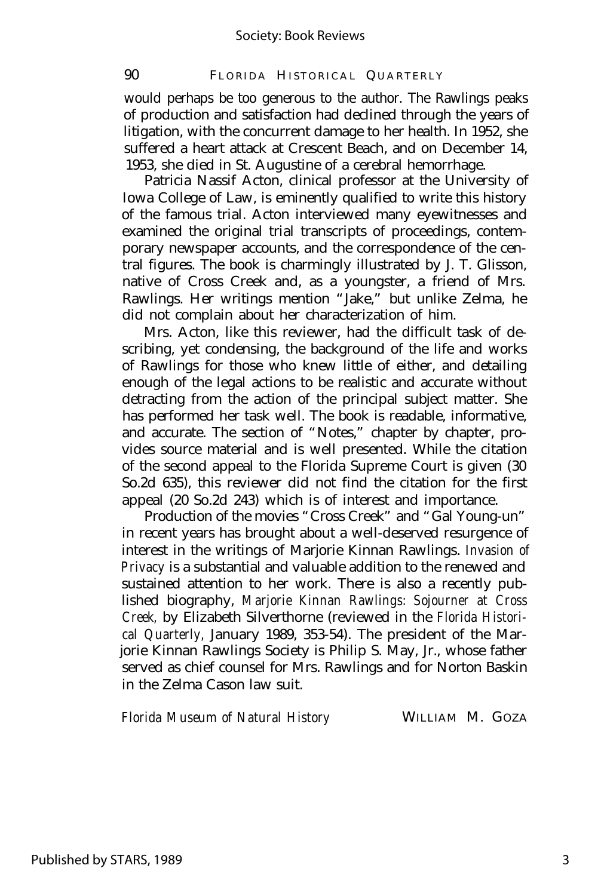would perhaps be too generous to the author. The Rawlings peaks of production and satisfaction had declined through the years of litigation, with the concurrent damage to her health. In 1952, she suffered a heart attack at Crescent Beach, and on December 14, 1953, she died in St. Augustine of a cerebral hemorrhage.

Patricia Nassif Acton, clinical professor at the University of Iowa College of Law, is eminently qualified to write this history of the famous trial. Acton interviewed many eyewitnesses and examined the original trial transcripts of proceedings, contemporary newspaper accounts, and the correspondence of the central figures. The book is charmingly illustrated by J. T. Glisson, native of Cross Creek and, as a youngster, a friend of Mrs. Rawlings. Her writings mention "Jake," but unlike Zelma, he did not complain about her characterization of him.

Mrs. Acton, like this reviewer, had the difficult task of describing, yet condensing, the background of the life and works of Rawlings for those who knew little of either, and detailing enough of the legal actions to be realistic and accurate without detracting from the action of the principal subject matter. She has performed her task well. The book is readable, informative, and accurate. The section of "Notes," chapter by chapter, provides source material and is well presented. While the citation of the second appeal to the Florida Supreme Court is given (30 So.2d 635), this reviewer did not find the citation for the first appeal (20 So.2d 243) which is of interest and importance.

Production of the movies "Cross Creek" and "Gal Young-un" in recent years has brought about a well-deserved resurgence of interest in the writings of Marjorie Kinnan Rawlings. *Invasion of Privacy* is a substantial and valuable addition to the renewed and sustained attention to her work. There is also a recently published biography, *Marjorie Kinnan Rawlings: Sojourner at Cross Creek,* by Elizabeth Silverthorne (reviewed in the *Florida Historical Quarterly,* January 1989, 353-54). The president of the Marjorie Kinnan Rawlings Society is Philip S. May, Jr., whose father served as chief counsel for Mrs. Rawlings and for Norton Baskin in the Zelma Cason law suit.

*Florida Museum of Natural History* WILLIAM M. GOZA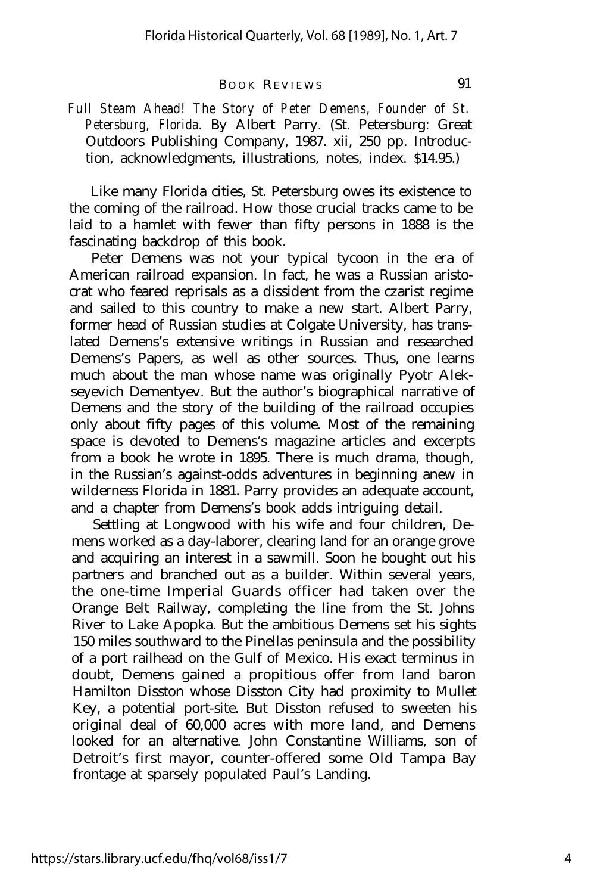*Full Steam Ahead! The Story of Peter Demens, Founder of St. Petersburg, Florida.* By Albert Parry. (St. Petersburg: Great Outdoors Publishing Company, 1987. xii, 250 pp. Introduction, acknowledgments, illustrations, notes, index. $14.95.)

Like many Florida cities, St. Petersburg owes its existence to the coming of the railroad. How those crucial tracks came to be laid to a hamlet with fewer than fifty persons in 1888 is the fascinating backdrop of this book.

Peter Demens was not your typical tycoon in the era of American railroad expansion. In fact, he was a Russian aristocrat who feared reprisals as a dissident from the czarist regime and sailed to this country to make a new start. Albert Parry, former head of Russian studies at Colgate University, has translated Demens's extensive writings in Russian and researched Demens's Papers, as well as other sources. Thus, one learns much about the man whose name was originally Pyotr Alekseyevich Dementyev. But the author's biographical narrative of Demens and the story of the building of the railroad occupies only about fifty pages of this volume. Most of the remaining space is devoted to Demens's magazine articles and excerpts from a book he wrote in 1895. There is much drama, though, in the Russian's against-odds adventures in beginning anew in wilderness Florida in 1881. Parry provides an adequate account, and a chapter from Demens's book adds intriguing detail.

Settling at Longwood with his wife and four children, Demens worked as a day-laborer, clearing land for an orange grove and acquiring an interest in a sawmill. Soon he bought out his partners and branched out as a builder. Within several years, the one-time Imperial Guards officer had taken over the Orange Belt Railway, completing the line from the St. Johns River to Lake Apopka. But the ambitious Demens set his sights 150 miles southward to the Pinellas peninsula and the possibility of a port railhead on the Gulf of Mexico. His exact terminus in doubt, Demens gained a propitious offer from land baron Hamilton Disston whose Disston City had proximity to Mullet Key, a potential port-site. But Disston refused to sweeten his original deal of 60,000 acres with more land, and Demens looked for an alternative. John Constantine Williams, son of Detroit's first mayor, counter-offered some Old Tampa Bay frontage at sparsely populated Paul's Landing.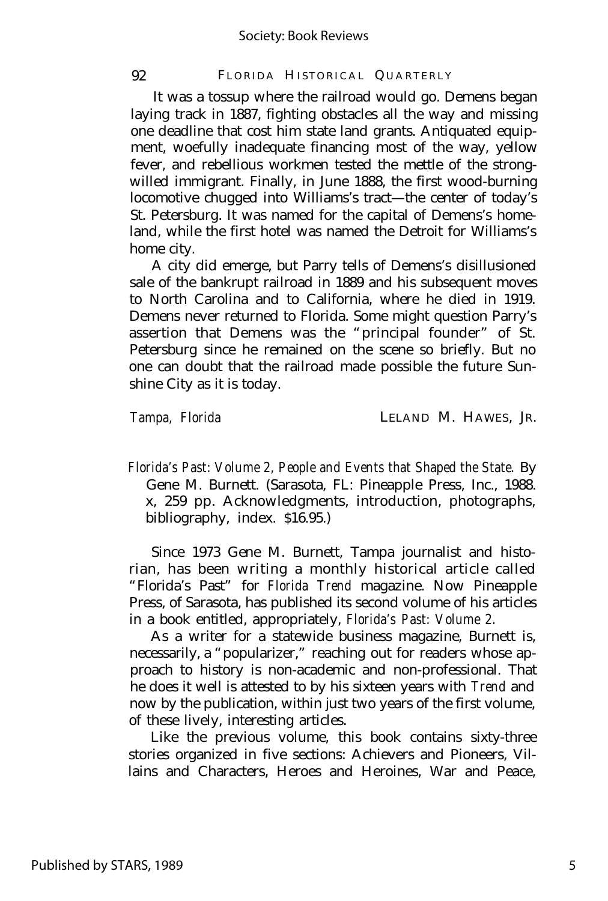It was a tossup where the railroad would go. Demens began laying track in 1887, fighting obstacles all the way and missing one deadline that cost him state land grants. Antiquated equipment, woefully inadequate financing most of the way, yellow fever, and rebellious workmen tested the mettle of the strong-willed immigrant. Finally, in June 1888, the first wood-burning locomotive chugged into Williams's tract—the center of today's St. Petersburg. It was named for the capital of Demens's homeland, while the first hotel was named the Detroit for Williams's home city.

A city did emerge, but Parry tells of Demens's disillusioned sale of the bankrupt railroad in 1889 and his subsequent moves to North Carolina and to California, where he died in 1919. Demens never returned to Florida. Some might question Parry's assertion that Demens was the "principal founder" of St. Petersburg since he remained on the scene so briefly. But no one can doubt that the railroad made possible the future Sunshine City as it is today.

*Tampa, Florida* LELAND M. HAWES, JR.

*Florida's Past: Volume 2, People and Events that Shaped the State.* By Gene M. Burnett. (Sarasota, FL: Pineapple Press, Inc., 1988. x, 259 pp. Acknowledgments, introduction, photographs, bibliography, index. $16.95.)

Since 1973 Gene M. Burnett, Tampa journalist and historian, has been writing a monthly historical article called "Florida's Past" for *Florida Trend* magazine. Now Pineapple Press, of Sarasota, has published its second volume of his articles in a book entitled, appropriately, *Florida's Past: Volume 2.*

As a writer for a statewide business magazine, Burnett is, necessarily, a "popularizer," reaching out for readers whose approach to history is non-academic and non-professional. That he does it well is attested to by his sixteen years with *Trend* and now by the publication, within just two years of the first volume, of these lively, interesting articles.

Like the previous volume, this book contains sixty-three stories organized in five sections: Achievers and Pioneers, Villains and Characters, Heroes and Heroines, War and Peace,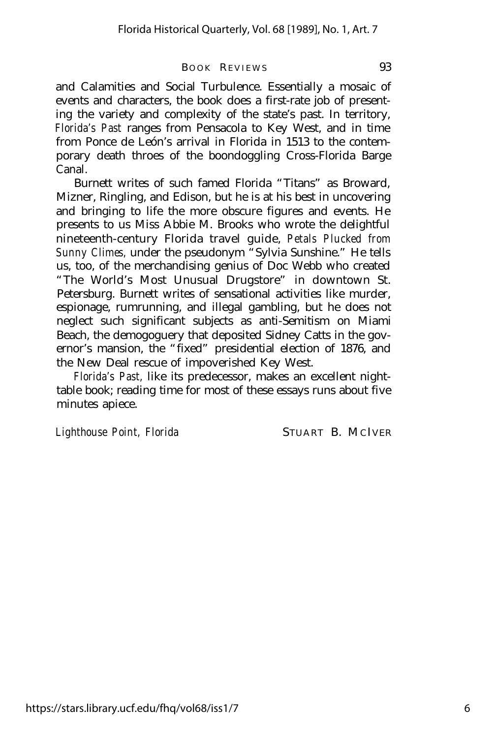and Calamities and Social Turbulence. Essentially a mosaic of events and characters, the book does a first-rate job of presenting the variety and complexity of the state's past. In territory, *Florida's Past* ranges from Pensacola to Key West, and in time from Ponce de León's arrival in Florida in 1513 to the contemporary death throes of the boondoggling Cross-Florida Barge Canal.

Burnett writes of such famed Florida "Titans" as Broward, Mizner, Ringling, and Edison, but he is at his best in uncovering and bringing to life the more obscure figures and events. He presents to us Miss Abbie M. Brooks who wrote the delightful nineteenth-century Florida travel guide, *Petals Plucked from Sunny Climes,* under the pseudonym "Sylvia Sunshine." He tells us, too, of the merchandising genius of Doc Webb who created "The World's Most Unusual Drugstore" in downtown St. Petersburg. Burnett writes of sensational activities like murder, espionage, rumrunning, and illegal gambling, but he does not neglect such significant subjects as anti-Semitism on Miami Beach, the demogoguery that deposited Sidney Catts in the governor's mansion, the "fixed" presidential election of 1876, and the New Deal rescue of impoverished Key West.

*Florida's Past,* like its predecessor, makes an excellent night-table book; reading time for most of these essays runs about five minutes apiece.

*Lighthouse Point, Florida* STUART B. MCIVER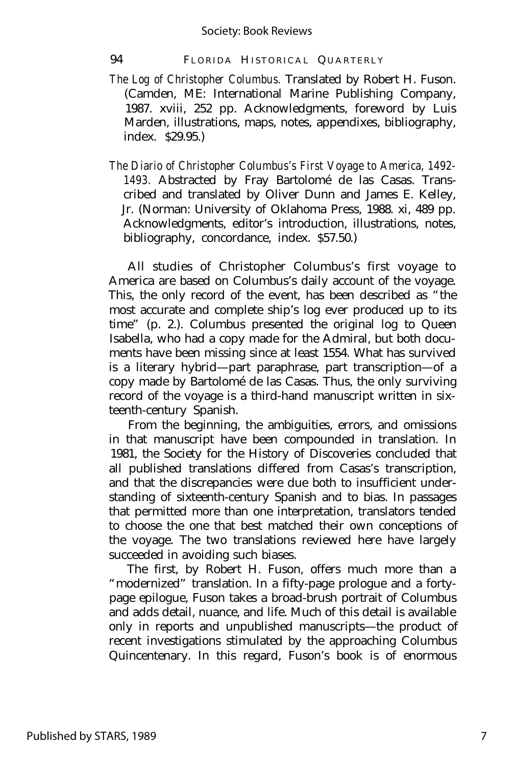*The Log of Christopher Columbus*. Translated by Robert H. Fuson. (Camden, ME: International Marine Publishing Company, 1987. xviii, 252 pp. Acknowledgments, foreword by Luis Marden, illustrations, maps, notes, appendixes, bibliography, index. $29.95.)

*The Diario of Christopher Columbus's First Voyage to America, 1492-1493*. Abstracted by Fray Bartolomé de las Casas. Transcribed and translated by Oliver Dunn and James E. Kelley, Jr. (Norman: University of Oklahoma Press, 1988. xi, 489 pp. Acknowledgments, editor's introduction, illustrations, notes, bibliography, concordance, index. $57.50.)

All studies of Christopher Columbus's first voyage to America are based on Columbus's daily account of the voyage. This, the only record of the event, has been described as "the most accurate and complete ship's log ever produced up to its time" (p. 2.). Columbus presented the original log to Queen Isabella, who had a copy made for the Admiral, but both documents have been missing since at least 1554. What has survived is a literary hybrid—part paraphrase, part transcription—of a copy made by Bartolomé de las Casas. Thus, the only surviving record of the voyage is a third-hand manuscript written in sixteenth-century Spanish.

From the beginning, the ambiguities, errors, and omissions in that manuscript have been compounded in translation. In 1981, the Society for the History of Discoveries concluded that all published translations differed from Casas's transcription, and that the discrepancies were due both to insufficient understanding of sixteenth-century Spanish and to bias. In passages that permitted more than one interpretation, translators tended to choose the one that best matched their own conceptions of the voyage. The two translations reviewed here have largely succeeded in avoiding such biases.

The first, by Robert H. Fuson, offers much more than a "modernized" translation. In a fifty-page prologue and a forty-page epilogue, Fuson takes a broad-brush portrait of Columbus and adds detail, nuance, and life. Much of this detail is available only in reports and unpublished manuscripts—the product of recent investigations stimulated by the approaching Columbus Quincentenary. In this regard, Fuson's book is of enormous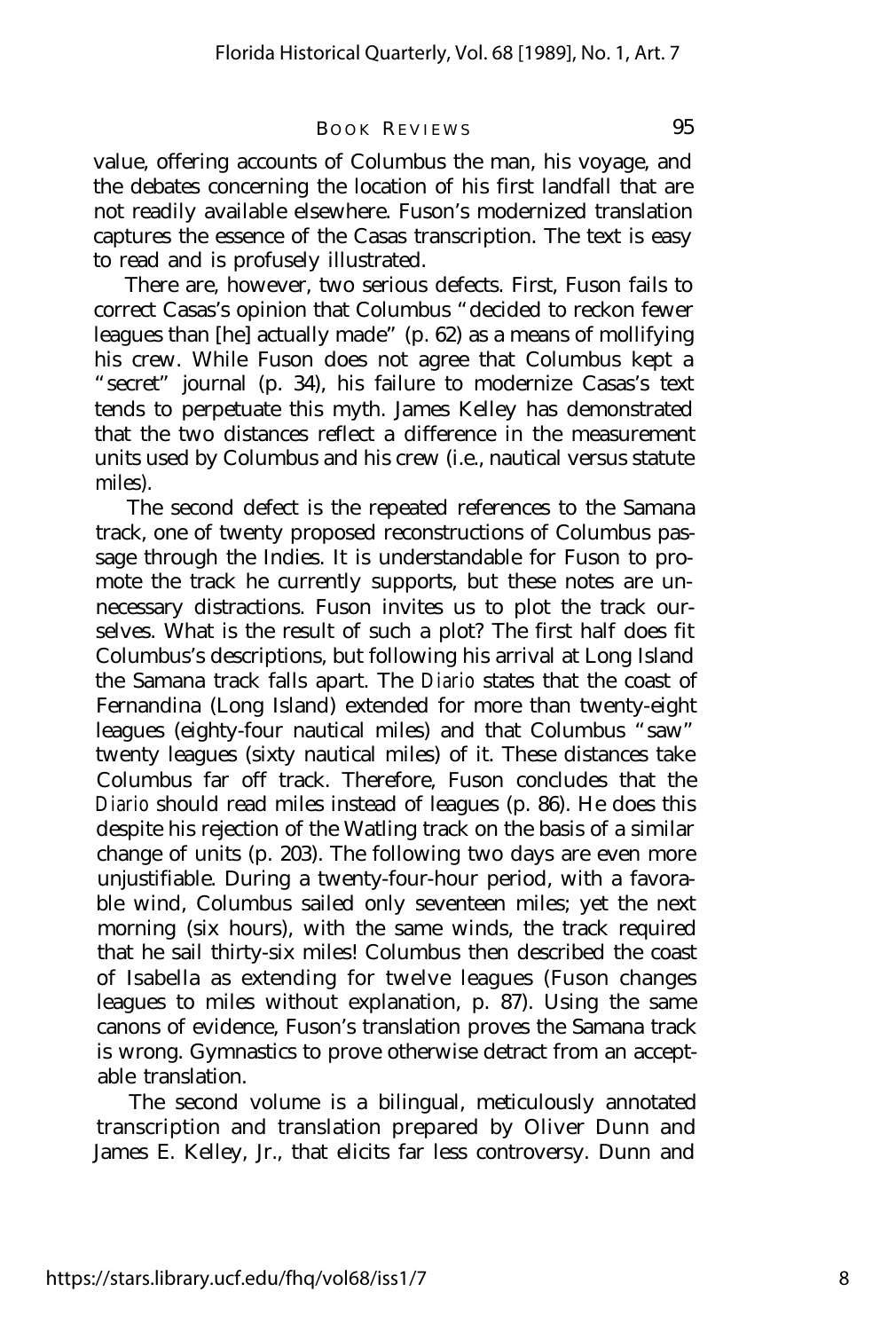value, offering accounts of Columbus the man, his voyage, and the debates concerning the location of his first landfall that are not readily available elsewhere. Fuson's modernized translation captures the essence of the Casas transcription. The text is easy to read and is profusely illustrated.

There are, however, two serious defects. First, Fuson fails to correct Casas's opinion that Columbus "decided to reckon fewer leagues than [he] actually made" (p. 62) as a means of mollifying his crew. While Fuson does not agree that Columbus kept a "secret" journal (p. 34), his failure to modernize Casas's text tends to perpetuate this myth. James Kelley has demonstrated that the two distances reflect a difference in the measurement units used by Columbus and his crew (i.e., nautical versus statute miles).

The second defect is the repeated references to the Samana track, one of twenty proposed reconstructions of Columbus passage through the Indies. It is understandable for Fuson to promote the track he currently supports, but these notes are unnecessary distractions. Fuson invites us to plot the track ourselves. What is the result of such a plot? The first half does fit Columbus's descriptions, but following his arrival at Long Island the Samana track falls apart. The *Diario* states that the coast of Fernandina (Long Island) extended for more than twenty-eight leagues (eighty-four nautical miles) and that Columbus "saw" twenty leagues (sixty nautical miles) of it. These distances take Columbus far off track. Therefore, Fuson concludes that the *Diario* should read miles instead of leagues (p. 86). He does this despite his rejection of the Watling track on the basis of a similar change of units (p. 203). The following two days are even more unjustifiable. During a twenty-four-hour period, with a favorable wind, Columbus sailed only seventeen miles; yet the next morning (six hours), with the same winds, the track required that he sail thirty-six miles! Columbus then described the coast of Isabella as extending for twelve leagues (Fuson changes leagues to miles without explanation, p. 87). Using the same canons of evidence, Fuson's translation proves the Samana track is wrong. Gymnastics to prove otherwise detract from an acceptable translation.

The second volume is a bilingual, meticulously annotated transcription and translation prepared by Oliver Dunn and James E. Kelley, Jr., that elicits far less controversy. Dunn and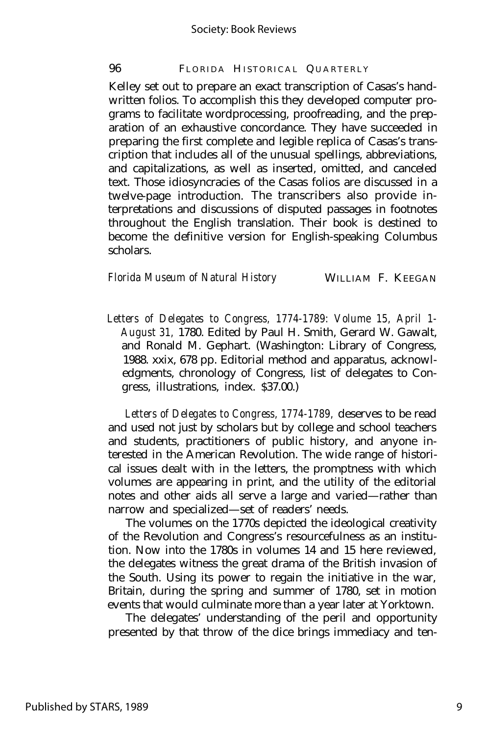Kelley set out to prepare an exact transcription of Casas's handwritten folios. To accomplish this they developed computer programs to facilitate wordprocessing, proofreading, and the preparation of an exhaustive concordance. They have succeeded in preparing the first complete and legible replica of Casas's transcription that includes all of the unusual spellings, abbreviations, and capitalizations, as well as inserted, omitted, and canceled text. Those idiosyncracies of the Casas folios are discussed in a twelve-page introduction. The transcribers also provide interpretations and discussions of disputed passages in footnotes throughout the English translation. Their book is destined to become the definitive version for English-speaking Columbus scholars.

*Florida Museum of Natural History* — WILLIAM F. KEEGAN

---

*Letters of Delegates to Congress, 1774-1789: Volume 15, April 1-August 31,* 1780. Edited by Paul H. Smith, Gerard W. Gawalt, and Ronald M. Gephart. (Washington: Library of Congress, 1988. xxix, 678 pp. Editorial method and apparatus, acknowledgments, chronology of Congress, list of delegates to Congress, illustrations, index. $37.00.)

*Letters of Delegates to Congress, 1774-1789,* deserves to be read and used not just by scholars but by college and school teachers and students, practitioners of public history, and anyone interested in the American Revolution. The wide range of historical issues dealt with in the letters, the promptness with which volumes are appearing in print, and the utility of the editorial notes and other aids all serve a large and varied—rather than narrow and specialized—set of readers' needs.

The volumes on the 1770s depicted the ideological creativity of the Revolution and Congress's resourcefulness as an institution. Now into the 1780s in volumes 14 and 15 here reviewed, the delegates witness the great drama of the British invasion of the South. Using its power to regain the initiative in the war, Britain, during the spring and summer of 1780, set in motion events that would culminate more than a year later at Yorktown.

The delegates' understanding of the peril and opportunity presented by that throw of the dice brings immediacy and ten-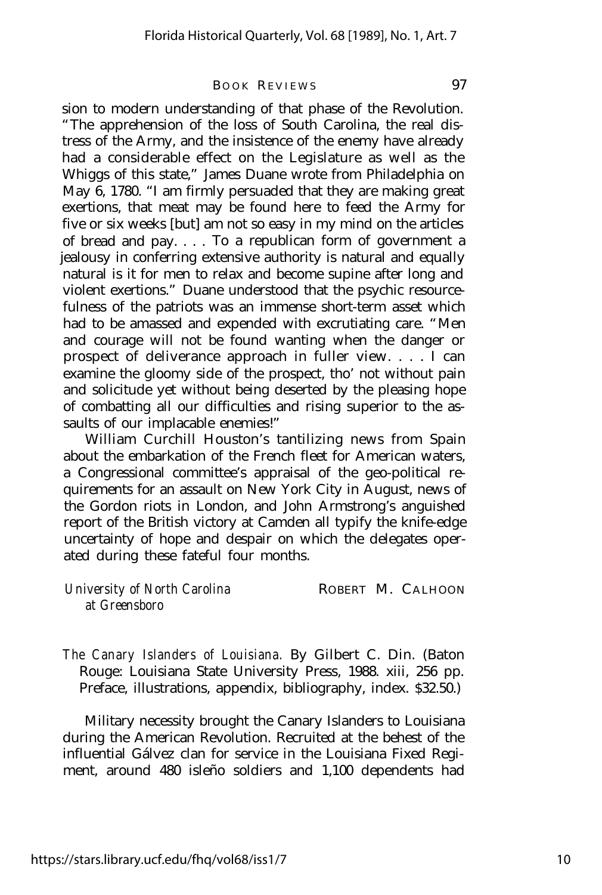sion to modern understanding of that phase of the Revolution. "The apprehension of the loss of South Carolina, the real distress of the Army, and the insistence of the enemy have already had a considerable effect on the Legislature as well as the Whiggs of this state," James Duane wrote from Philadelphia on May 6, 1780. "I am firmly persuaded that they are making great exertions, that meat may be found here to feed the Army for five or six weeks [but] am not so easy in my mind on the articles of bread and pay. . . . To a republican form of government a jealousy in conferring extensive authority is natural and equally natural is it for men to relax and become supine after long and violent exertions." Duane understood that the psychic resourcefulness of the patriots was an immense short-term asset which had to be amassed and expended with excrutiating care. "Men and courage will not be found wanting when the danger or prospect of deliverance approach in fuller view. . . . I can examine the gloomy side of the prospect, tho' not without pain and solicitude yet without being deserted by the pleasing hope of combatting all our difficulties and rising superior to the assaults of our implacable enemies!"

William Curchill Houston's tantilizing news from Spain about the embarkation of the French fleet for American waters, a Congressional committee's appraisal of the geo-political requirements for an assault on New York City in August, news of the Gordon riots in London, and John Armstrong's anguished report of the British victory at Camden all typify the knife-edge uncertainty of hope and despair on which the delegates operated during these fateful four months.

*University of North Carolina at Greensboro* — ROBERT M. CALHOON

*The Canary Islanders of Louisiana.* By Gilbert C. Din. (Baton Rouge: Louisiana State University Press, 1988. xiii, 256 pp. Preface, illustrations, appendix, bibliography, index. $32.50.)

Military necessity brought the Canary Islanders to Louisiana during the American Revolution. Recruited at the behest of the influential Gálvez clan for service in the Louisiana Fixed Regiment, around 480 isleño soldiers and 1,100 dependents had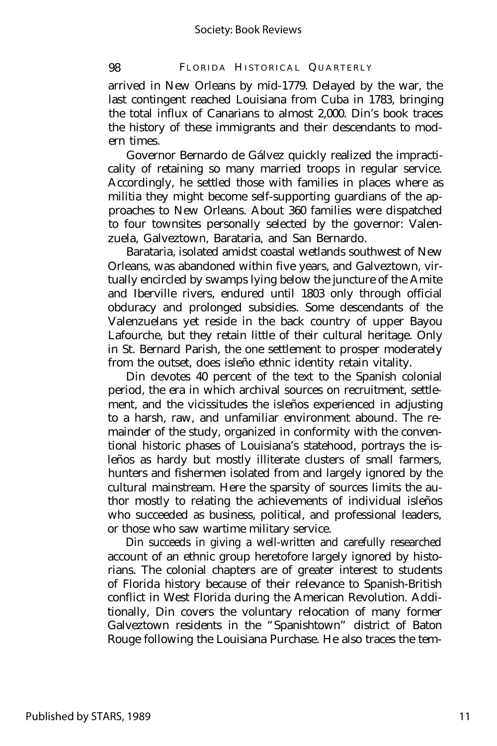arrived in New Orleans by mid-1779. Delayed by the war, the last contingent reached Louisiana from Cuba in 1783, bringing the total influx of Canarians to almost 2,000. Din's book traces the history of these immigrants and their descendants to modern times.

Governor Bernardo de Gálvez quickly realized the impracticality of retaining so many married troops in regular service. Accordingly, he settled those with families in places where as militia they might become self-supporting guardians of the approaches to New Orleans. About 360 families were dispatched to four townsites personally selected by the governor: Valenzuela, Galveztown, Barataria, and San Bernardo.

Barataria, isolated amidst coastal wetlands southwest of New Orleans, was abandoned within five years, and Galveztown, virtually encircled by swamps lying below the juncture of the Amite and Iberville rivers, endured until 1803 only through official obduracy and prolonged subsidies. Some descendants of the Valenzuelans yet reside in the back country of upper Bayou Lafourche, but they retain little of their cultural heritage. Only in St. Bernard Parish, the one settlement to prosper moderately from the outset, does isleño ethnic identity retain vitality.

Din devotes 40 percent of the text to the Spanish colonial period, the era in which archival sources on recruitment, settlement, and the vicissitudes the isleños experienced in adjusting to a harsh, raw, and unfamiliar environment abound. The remainder of the study, organized in conformity with the conventional historic phases of Louisiana's statehood, portrays the isleños as hardy but mostly illiterate clusters of small farmers, hunters and fishermen isolated from and largely ignored by the cultural mainstream. Here the sparsity of sources limits the author mostly to relating the achievements of individual isleños who succeeded as business, political, and professional leaders, or those who saw wartime military service.

Din succeeds in giving a well-written and carefully researched account of an ethnic group heretofore largely ignored by historians. The colonial chapters are of greater interest to students of Florida history because of their relevance to Spanish-British conflict in West Florida during the American Revolution. Additionally, Din covers the voluntary relocation of many former Galveztown residents in the "Spanishtown" district of Baton Rouge following the Louisiana Purchase. He also traces the tem-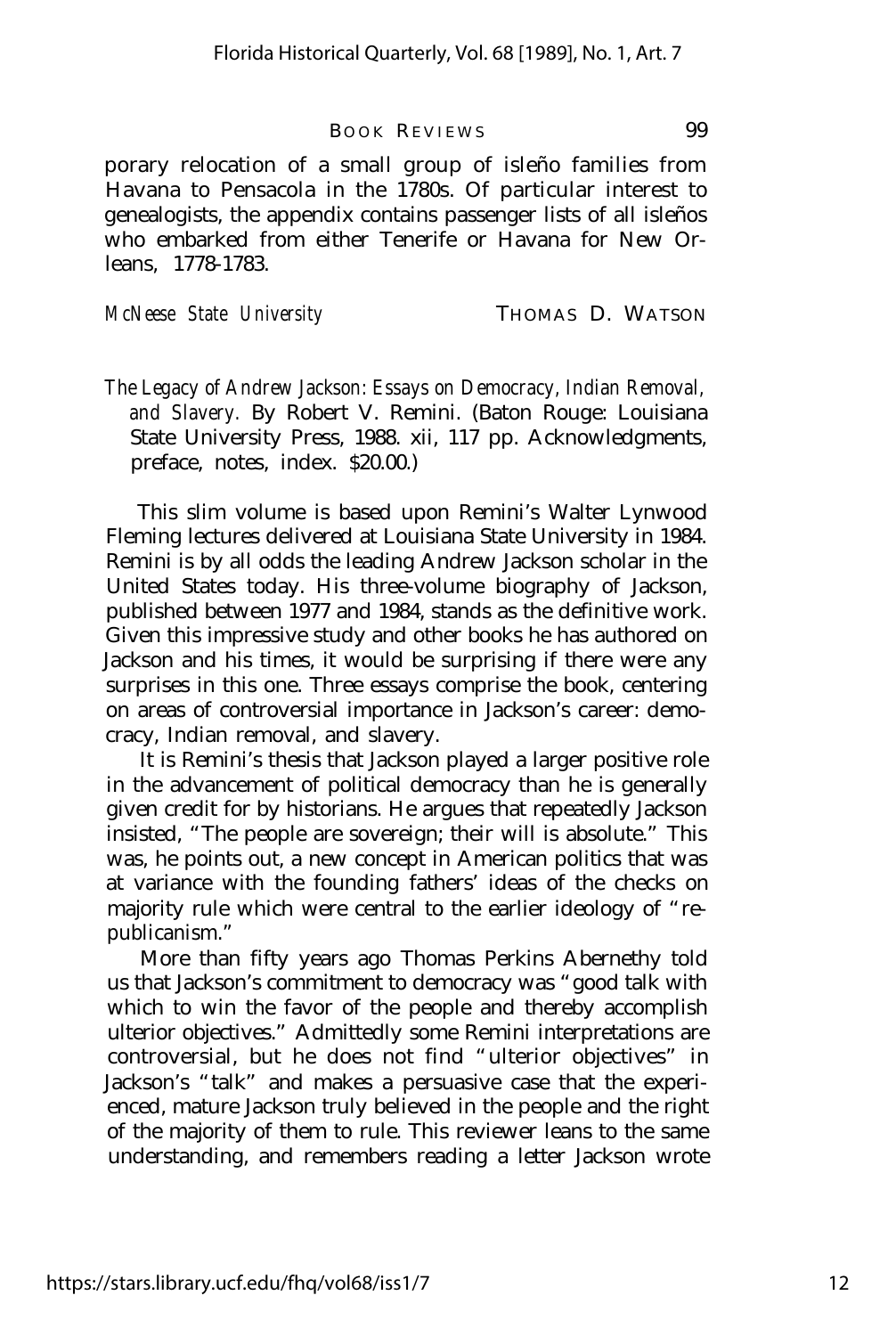porary relocation of a small group of isleño families from Havana to Pensacola in the 1780s. Of particular interest to genealogists, the appendix contains passenger lists of all isleños who embarked from either Tenerife or Havana for New Orleans, 1778-1783.

*McNeese State University* THOMAS D. WATSON

*The Legacy of Andrew Jackson: Essays on Democracy, Indian Removal, and Slavery.* By Robert V. Remini. (Baton Rouge: Louisiana State University Press, 1988. xii, 117 pp. Acknowledgments, preface, notes, index. $20.00.)

This slim volume is based upon Remini's Walter Lynwood Fleming lectures delivered at Louisiana State University in 1984. Remini is by all odds the leading Andrew Jackson scholar in the United States today. His three-volume biography of Jackson, published between 1977 and 1984, stands as the definitive work. Given this impressive study and other books he has authored on Jackson and his times, it would be surprising if there were any surprises in this one. Three essays comprise the book, centering on areas of controversial importance in Jackson's career: democracy, Indian removal, and slavery.

It is Remini's thesis that Jackson played a larger positive role in the advancement of political democracy than he is generally given credit for by historians. He argues that repeatedly Jackson insisted, "The people are sovereign; their will is absolute." This was, he points out, a new concept in American politics that was at variance with the founding fathers' ideas of the checks on majority rule which were central to the earlier ideology of "republicanism."

More than fifty years ago Thomas Perkins Abernethy told us that Jackson's commitment to democracy was "good talk with which to win the favor of the people and thereby accomplish ulterior objectives." Admittedly some Remini interpretations are controversial, but he does not find "ulterior objectives" in Jackson's "talk" and makes a persuasive case that the experienced, mature Jackson truly believed in the people and the right of the majority of them to rule. This reviewer leans to the same understanding, and remembers reading a letter Jackson wrote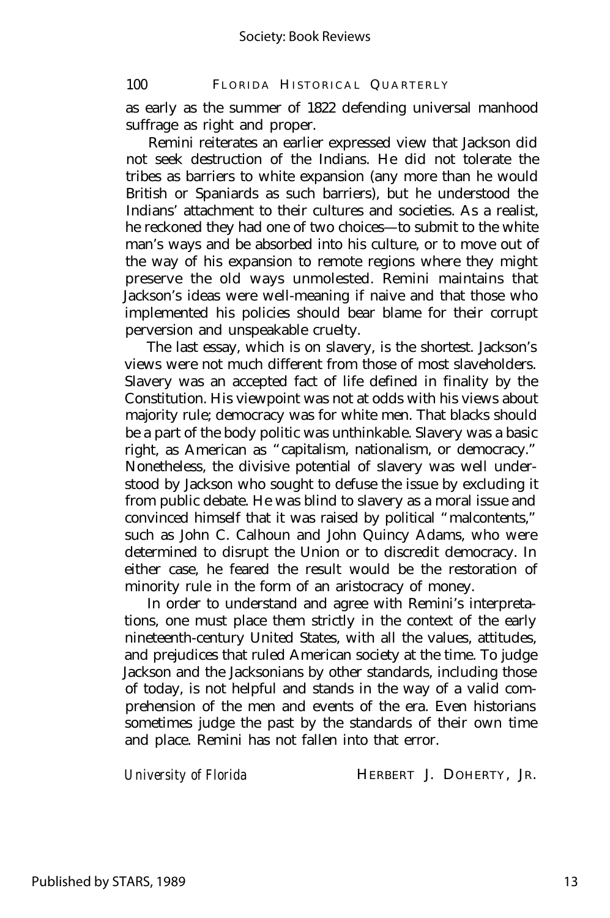as early as the summer of 1822 defending universal manhood suffrage as right and proper.

Remini reiterates an earlier expressed view that Jackson did not seek destruction of the Indians. He did not tolerate the tribes as barriers to white expansion (any more than he would British or Spaniards as such barriers), but he understood the Indians' attachment to their cultures and societies. As a realist, he reckoned they had one of two choices—to submit to the white man's ways and be absorbed into his culture, or to move out of the way of his expansion to remote regions where they might preserve the old ways unmolested. Remini maintains that Jackson's ideas were well-meaning if naive and that those who implemented his policies should bear blame for their corrupt perversion and unspeakable cruelty.

The last essay, which is on slavery, is the shortest. Jackson's views were not much different from those of most slaveholders. Slavery was an accepted fact of life defined in finality by the Constitution. His viewpoint was not at odds with his views about majority rule; democracy was for white men. That blacks should be a part of the body politic was unthinkable. Slavery was a basic right, as American as "capitalism, nationalism, or democracy." Nonetheless, the divisive potential of slavery was well understood by Jackson who sought to defuse the issue by excluding it from public debate. He was blind to slavery as a moral issue and convinced himself that it was raised by political "malcontents," such as John C. Calhoun and John Quincy Adams, who were determined to disrupt the Union or to discredit democracy. In either case, he feared the result would be the restoration of minority rule in the form of an aristocracy of money.

In order to understand and agree with Remini's interpretations, one must place them strictly in the context of the early nineteenth-century United States, with all the values, attitudes, and prejudices that ruled American society at the time. To judge Jackson and the Jacksonians by other standards, including those of today, is not helpful and stands in the way of a valid comprehension of the men and events of the era. Even historians sometimes judge the past by the standards of their own time and place. Remini has not fallen into that error.

*University of Florida* HERBERT J. DOHERTY, JR.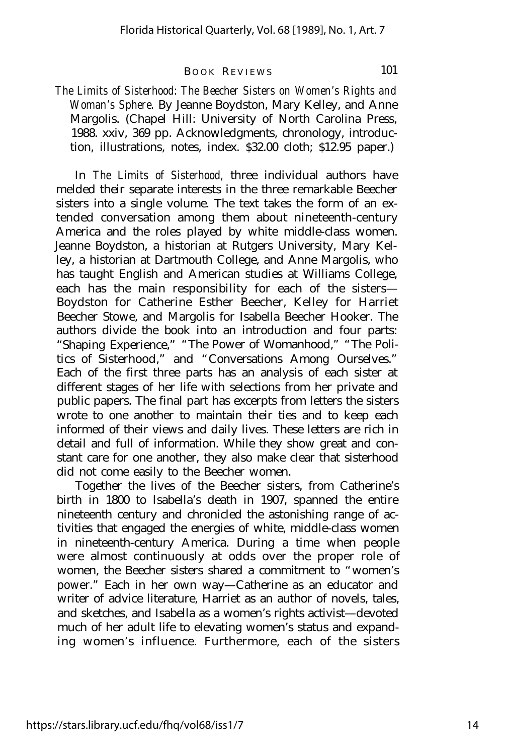*The Limits of Sisterhood: The Beecher Sisters on Women's Rights and Woman's Sphere.* By Jeanne Boydston, Mary Kelley, and Anne Margolis. (Chapel Hill: University of North Carolina Press, 1988. xxiv, 369 pp. Acknowledgments, chronology, introduction, illustrations, notes, index. $32.00 cloth; $12.95 paper.)

In *The Limits of Sisterhood,* three individual authors have melded their separate interests in the three remarkable Beecher sisters into a single volume. The text takes the form of an extended conversation among them about nineteenth-century America and the roles played by white middle-class women. Jeanne Boydston, a historian at Rutgers University, Mary Kelley, a historian at Dartmouth College, and Anne Margolis, who has taught English and American studies at Williams College, each has the main responsibility for each of the sisters— Boydston for Catherine Esther Beecher, Kelley for Harriet Beecher Stowe, and Margolis for Isabella Beecher Hooker. The authors divide the book into an introduction and four parts: "Shaping Experience," "The Power of Womanhood," "The Politics of Sisterhood," and "Conversations Among Ourselves." Each of the first three parts has an analysis of each sister at different stages of her life with selections from her private and public papers. The final part has excerpts from letters the sisters wrote to one another to maintain their ties and to keep each informed of their views and daily lives. These letters are rich in detail and full of information. While they show great and constant care for one another, they also make clear that sisterhood did not come easily to the Beecher women.

Together the lives of the Beecher sisters, from Catherine's birth in 1800 to Isabella's death in 1907, spanned the entire nineteenth century and chronicled the astonishing range of activities that engaged the energies of white, middle-class women in nineteenth-century America. During a time when people were almost continuously at odds over the proper role of women, the Beecher sisters shared a commitment to "women's power." Each in her own way—Catherine as an educator and writer of advice literature, Harriet as an author of novels, tales, and sketches, and Isabella as a women's rights activist—devoted much of her adult life to elevating women's status and expanding women's influence. Furthermore, each of the sisters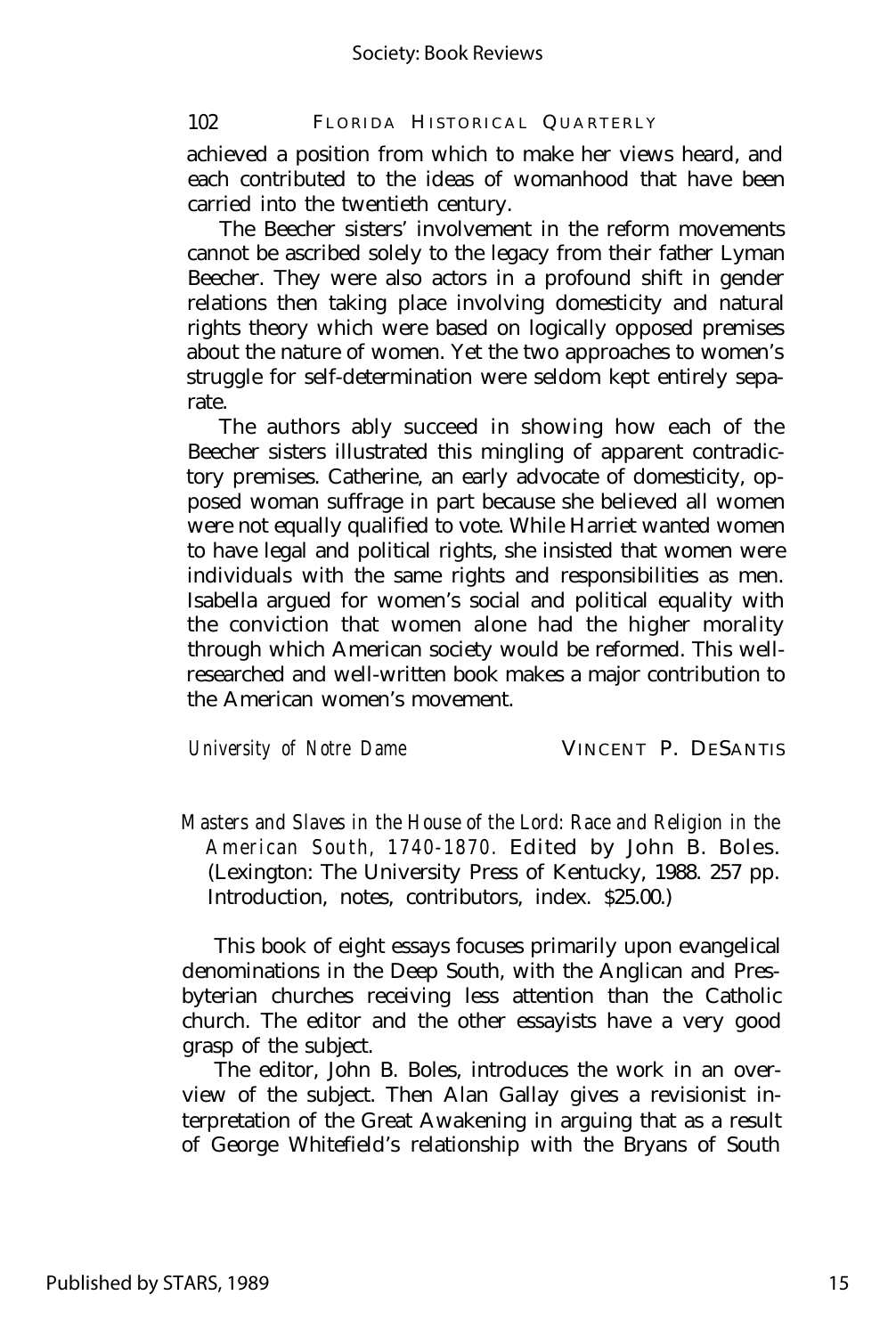achieved a position from which to make her views heard, and each contributed to the ideas of womanhood that have been carried into the twentieth century.

The Beecher sisters' involvement in the reform movements cannot be ascribed solely to the legacy from their father Lyman Beecher. They were also actors in a profound shift in gender relations then taking place involving domesticity and natural rights theory which were based on logically opposed premises about the nature of women. Yet the two approaches to women's struggle for self-determination were seldom kept entirely separate.

The authors ably succeed in showing how each of the Beecher sisters illustrated this mingling of apparent contradictory premises. Catherine, an early advocate of domesticity, opposed woman suffrage in part because she believed all women were not equally qualified to vote. While Harriet wanted women to have legal and political rights, she insisted that women were individuals with the same rights and responsibilities as men. Isabella argued for women's social and political equality with the conviction that women alone had the higher morality through which American society would be reformed. This well-researched and well-written book makes a major contribution to the American women's movement.

*University of Notre Dame* VINCENT P. DESANTIS

*Masters and Slaves in the House of the Lord: Race and Religion in the American South, 1740-1870.* Edited by John B. Boles. (Lexington: The University Press of Kentucky, 1988. 257 pp. Introduction, notes, contributors, index. $25.00.)

This book of eight essays focuses primarily upon evangelical denominations in the Deep South, with the Anglican and Presbyterian churches receiving less attention than the Catholic church. The editor and the other essayists have a very good grasp of the subject.

The editor, John B. Boles, introduces the work in an overview of the subject. Then Alan Gallay gives a revisionist interpretation of the Great Awakening in arguing that as a result of George Whitefield's relationship with the Bryans of South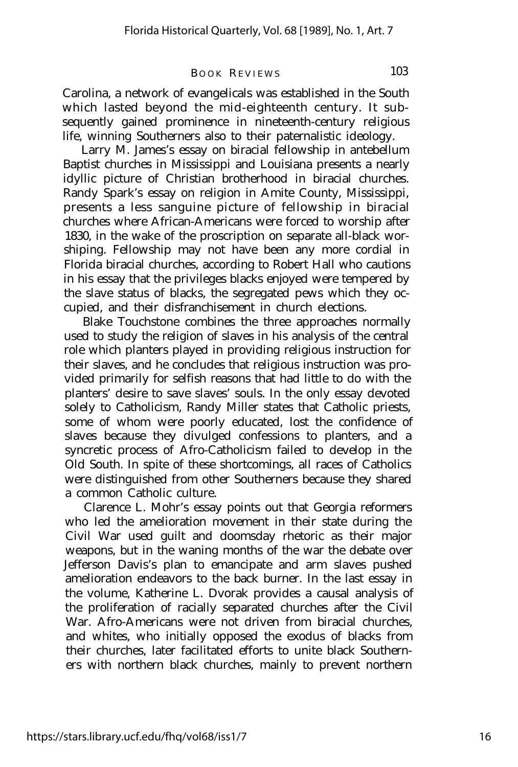Carolina, a network of evangelicals was established in the South which lasted beyond the mid-eighteenth century. It subsequently gained prominence in nineteenth-century religious life, winning Southerners also to their paternalistic ideology.

Larry M. James's essay on biracial fellowship in antebellum Baptist churches in Mississippi and Louisiana presents a nearly idyllic picture of Christian brotherhood in biracial churches. Randy Spark's essay on religion in Amite County, Mississippi, presents a less sanguine picture of fellowship in biracial churches where African-Americans were forced to worship after 1830, in the wake of the proscription on separate all-black worshiping. Fellowship may not have been any more cordial in Florida biracial churches, according to Robert Hall who cautions in his essay that the privileges blacks enjoyed were tempered by the slave status of blacks, the segregated pews which they occupied, and their disfranchisement in church elections.

Blake Touchstone combines the three approaches normally used to study the religion of slaves in his analysis of the central role which planters played in providing religious instruction for their slaves, and he concludes that religious instruction was provided primarily for selfish reasons that had little to do with the planters' desire to save slaves' souls. In the only essay devoted solely to Catholicism, Randy Miller states that Catholic priests, some of whom were poorly educated, lost the confidence of slaves because they divulged confessions to planters, and a syncretic process of Afro-Catholicism failed to develop in the Old South. In spite of these shortcomings, all races of Catholics were distinguished from other Southerners because they shared a common Catholic culture.

Clarence L. Mohr's essay points out that Georgia reformers who led the amelioration movement in their state during the Civil War used guilt and doomsday rhetoric as their major weapons, but in the waning months of the war the debate over Jefferson Davis's plan to emancipate and arm slaves pushed amelioration endeavors to the back burner. In the last essay in the volume, Katherine L. Dvorak provides a causal analysis of the proliferation of racially separated churches after the Civil War. Afro-Americans were not driven from biracial churches, and whites, who initially opposed the exodus of blacks from their churches, later facilitated efforts to unite black Southerners with northern black churches, mainly to prevent northern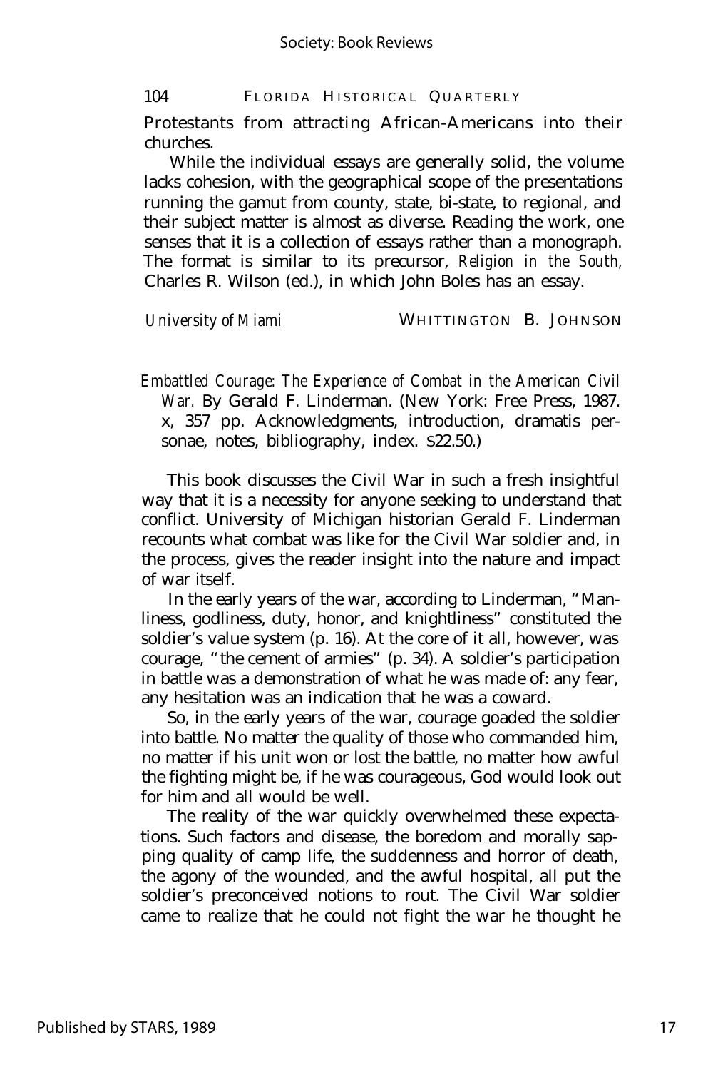Protestants from attracting African-Americans into their churches.

While the individual essays are generally solid, the volume lacks cohesion, with the geographical scope of the presentations running the gamut from county, state, bi-state, to regional, and their subject matter is almost as diverse. Reading the work, one senses that it is a collection of essays rather than a monograph. The format is similar to its precursor, *Religion in the South,* Charles R. Wilson (ed.), in which John Boles has an essay.

*University of Miami* WHITTINGTON B. JOHNSON

*Embattled Courage: The Experience of Combat in the American Civil War.* By Gerald F. Linderman. (New York: Free Press, 1987. x, 357 pp. Acknowledgments, introduction, dramatis personae, notes, bibliography, index. $22.50.)

This book discusses the Civil War in such a fresh insightful way that it is a necessity for anyone seeking to understand that conflict. University of Michigan historian Gerald F. Linderman recounts what combat was like for the Civil War soldier and, in the process, gives the reader insight into the nature and impact of war itself.

In the early years of the war, according to Linderman, "Manliness, godliness, duty, honor, and knightliness" constituted the soldier's value system (p. 16). At the core of it all, however, was courage, "the cement of armies" (p. 34). A soldier's participation in battle was a demonstration of what he was made of: any fear, any hesitation was an indication that he was a coward.

So, in the early years of the war, courage goaded the soldier into battle. No matter the quality of those who commanded him, no matter if his unit won or lost the battle, no matter how awful the fighting might be, if he was courageous, God would look out for him and all would be well.

The reality of the war quickly overwhelmed these expectations. Such factors and disease, the boredom and morally sapping quality of camp life, the suddenness and horror of death, the agony of the wounded, and the awful hospital, all put the soldier's preconceived notions to rout. The Civil War soldier came to realize that he could not fight the war he thought he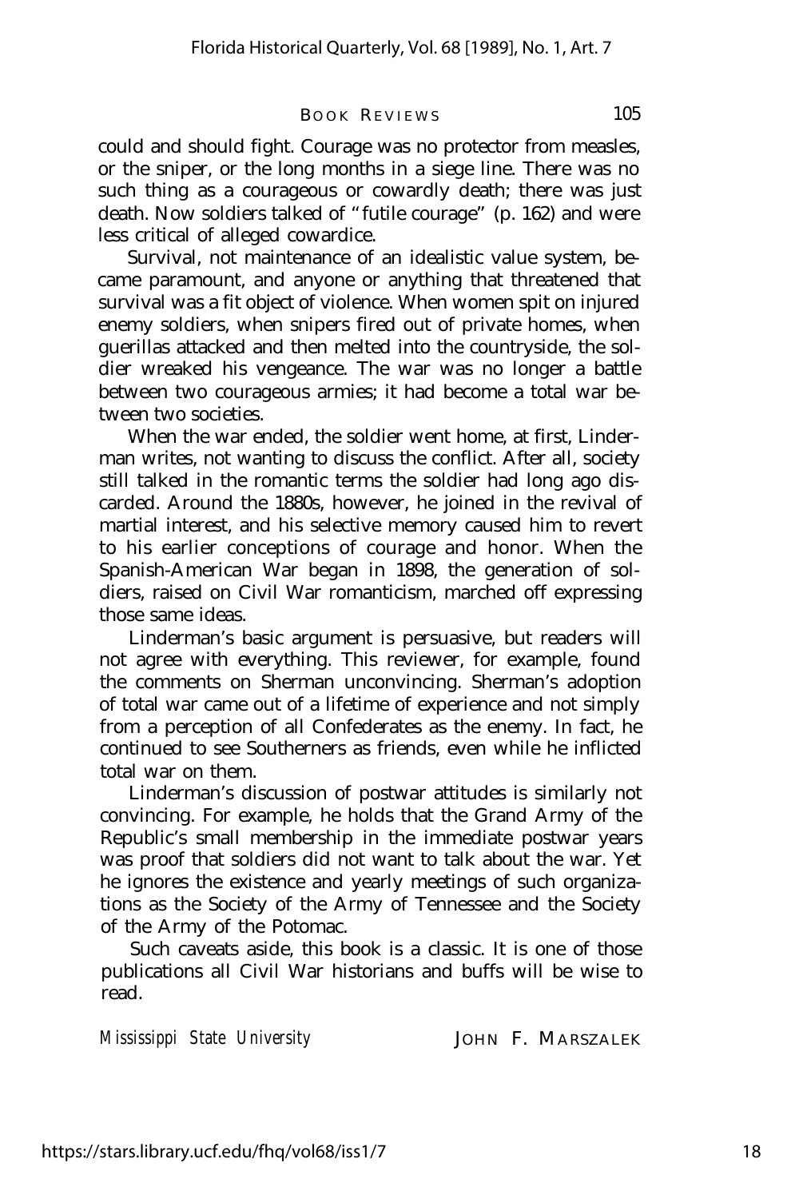could and should fight. Courage was no protector from measles, or the sniper, or the long months in a siege line. There was no such thing as a courageous or cowardly death; there was just death. Now soldiers talked of "futile courage" (p. 162) and were less critical of alleged cowardice.

Survival, not maintenance of an idealistic value system, became paramount, and anyone or anything that threatened that survival was a fit object of violence. When women spit on injured enemy soldiers, when snipers fired out of private homes, when guerillas attacked and then melted into the countryside, the soldier wreaked his vengeance. The war was no longer a battle between two courageous armies; it had become a total war between two societies.

When the war ended, the soldier went home, at first, Linderman writes, not wanting to discuss the conflict. After all, society still talked in the romantic terms the soldier had long ago discarded. Around the 1880s, however, he joined in the revival of martial interest, and his selective memory caused him to revert to his earlier conceptions of courage and honor. When the Spanish-American War began in 1898, the generation of soldiers, raised on Civil War romanticism, marched off expressing those same ideas.

Linderman's basic argument is persuasive, but readers will not agree with everything. This reviewer, for example, found the comments on Sherman unconvincing. Sherman's adoption of total war came out of a lifetime of experience and not simply from a perception of all Confederates as the enemy. In fact, he continued to see Southerners as friends, even while he inflicted total war on them.

Linderman's discussion of postwar attitudes is similarly not convincing. For example, he holds that the Grand Army of the Republic's small membership in the immediate postwar years was proof that soldiers did not want to talk about the war. Yet he ignores the existence and yearly meetings of such organizations as the Society of the Army of Tennessee and the Society of the Army of the Potomac.

Such caveats aside, this book is a classic. It is one of those publications all Civil War historians and buffs will be wise to read.

*Mississippi State University* JOHN F. MARSZALEK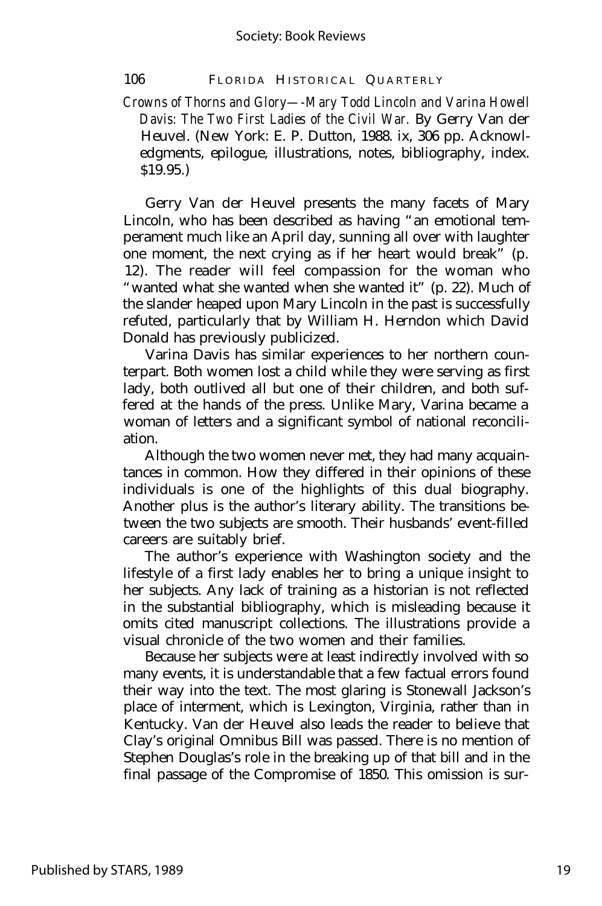*Crowns of Thorns and Glory—-Mary Todd Lincoln and Varina Howell Davis: The Two First Ladies of the Civil War.* By Gerry Van der Heuvel. (New York: E. P. Dutton, 1988. ix, 306 pp. Acknowledgments, epilogue, illustrations, notes, bibliography, index. $19.95.)

Gerry Van der Heuvel presents the many facets of Mary Lincoln, who has been described as having "an emotional temperament much like an April day, sunning all over with laughter one moment, the next crying as if her heart would break" (p. 12). The reader will feel compassion for the woman who "wanted what she wanted when she wanted it" (p. 22). Much of the slander heaped upon Mary Lincoln in the past is successfully refuted, particularly that by William H. Herndon which David Donald has previously publicized.

Varina Davis has similar experiences to her northern counterpart. Both women lost a child while they were serving as first lady, both outlived all but one of their children, and both suffered at the hands of the press. Unlike Mary, Varina became a woman of letters and a significant symbol of national reconciliation.

Although the two women never met, they had many acquaintances in common. How they differed in their opinions of these individuals is one of the highlights of this dual biography. Another plus is the author's literary ability. The transitions between the two subjects are smooth. Their husbands' event-filled careers are suitably brief.

The author's experience with Washington society and the lifestyle of a first lady enables her to bring a unique insight to her subjects. Any lack of training as a historian is not reflected in the substantial bibliography, which is misleading because it omits cited manuscript collections. The illustrations provide a visual chronicle of the two women and their families.

Because her subjects were at least indirectly involved with so many events, it is understandable that a few factual errors found their way into the text. The most glaring is Stonewall Jackson's place of interment, which is Lexington, Virginia, rather than in Kentucky. Van der Heuvel also leads the reader to believe that Clay's original Omnibus Bill was passed. There is no mention of Stephen Douglas's role in the breaking up of that bill and in the final passage of the Compromise of 1850. This omission is sur-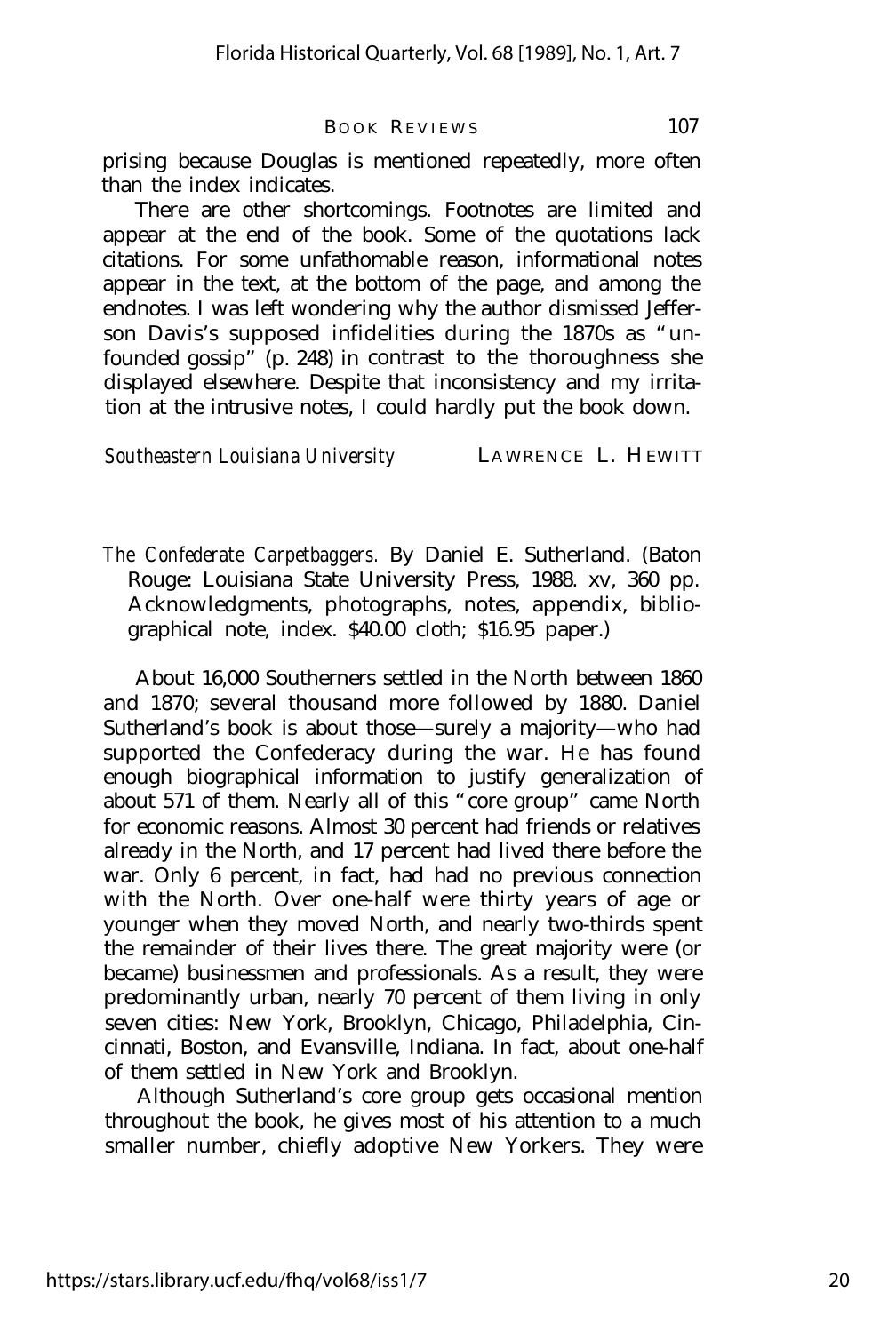prising because Douglas is mentioned repeatedly, more often than the index indicates.

There are other shortcomings. Footnotes are limited and appear at the end of the book. Some of the quotations lack citations. For some unfathomable reason, informational notes appear in the text, at the bottom of the page, and among the endnotes. I was left wondering why the author dismissed Jefferson Davis's supposed infidelities during the 1870s as "unfounded gossip" (p. 248) in contrast to the thoroughness she displayed elsewhere. Despite that inconsistency and my irritation at the intrusive notes, I could hardly put the book down.

*Southeastern Louisiana University* LAWRENCE L. HEWITT

*The Confederate Carpetbaggers.* By Daniel E. Sutherland. (Baton Rouge: Louisiana State University Press, 1988. xv, 360 pp. Acknowledgments, photographs, notes, appendix, bibliographical note, index. $40.00 cloth; $16.95 paper.)

About 16,000 Southerners settled in the North between 1860 and 1870; several thousand more followed by 1880. Daniel Sutherland's book is about those—surely a majority—who had supported the Confederacy during the war. He has found enough biographical information to justify generalization of about 571 of them. Nearly all of this "core group" came North for economic reasons. Almost 30 percent had friends or relatives already in the North, and 17 percent had lived there before the war. Only 6 percent, in fact, had had no previous connection with the North. Over one-half were thirty years of age or younger when they moved North, and nearly two-thirds spent the remainder of their lives there. The great majority were (or became) businessmen and professionals. As a result, they were predominantly urban, nearly 70 percent of them living in only seven cities: New York, Brooklyn, Chicago, Philadelphia, Cincinnati, Boston, and Evansville, Indiana. In fact, about one-half of them settled in New York and Brooklyn.

Although Sutherland's core group gets occasional mention throughout the book, he gives most of his attention to a much smaller number, chiefly adoptive New Yorkers. They were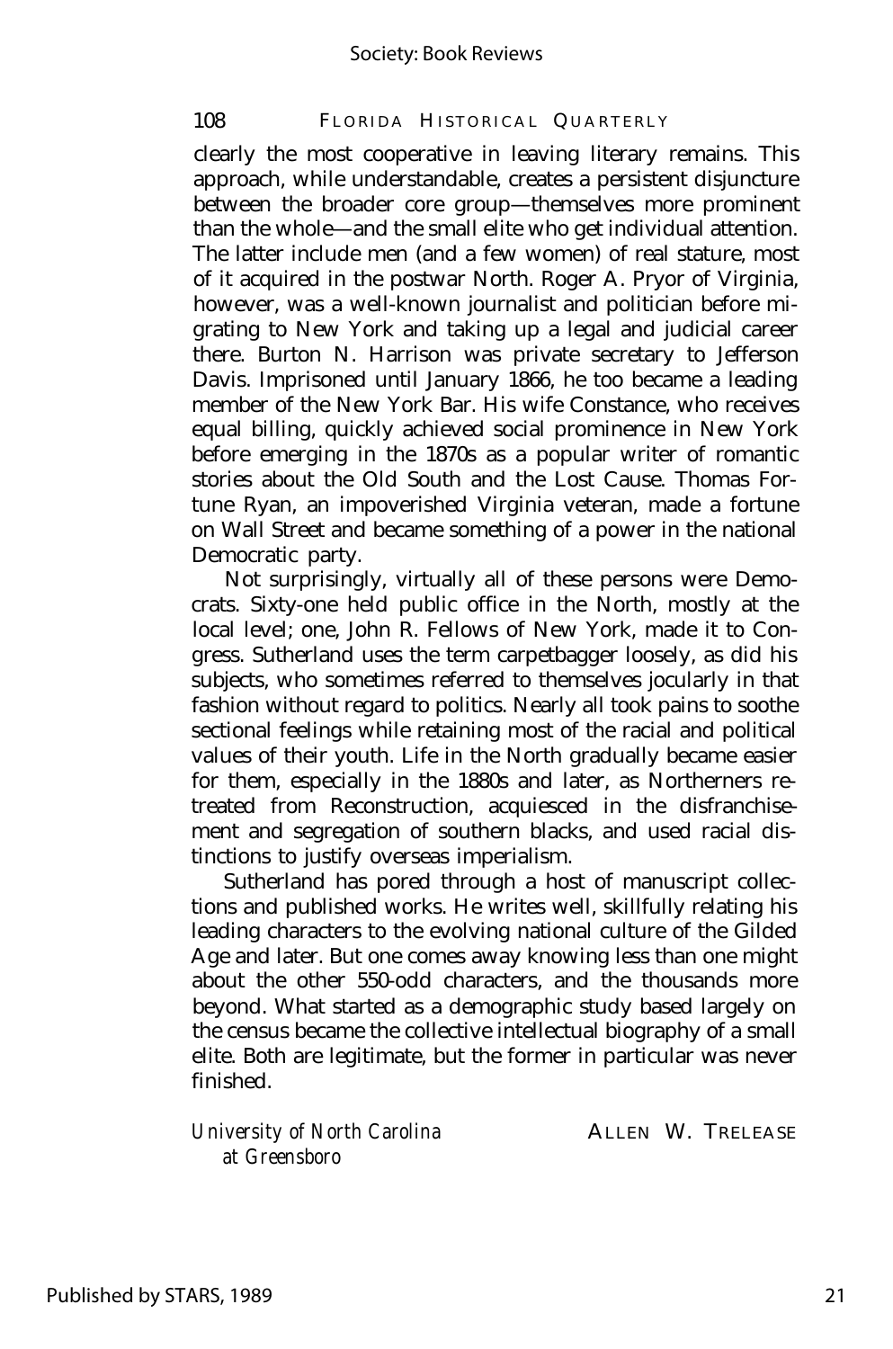clearly the most cooperative in leaving literary remains. This approach, while understandable, creates a persistent disjuncture between the broader core group—themselves more prominent than the whole—and the small elite who get individual attention. The latter include men (and a few women) of real stature, most of it acquired in the postwar North. Roger A. Pryor of Virginia, however, was a well-known journalist and politician before migrating to New York and taking up a legal and judicial career there. Burton N. Harrison was private secretary to Jefferson Davis. Imprisoned until January 1866, he too became a leading member of the New York Bar. His wife Constance, who receives equal billing, quickly achieved social prominence in New York before emerging in the 1870s as a popular writer of romantic stories about the Old South and the Lost Cause. Thomas Fortune Ryan, an impoverished Virginia veteran, made a fortune on Wall Street and became something of a power in the national Democratic party.

Not surprisingly, virtually all of these persons were Democrats. Sixty-one held public office in the North, mostly at the local level; one, John R. Fellows of New York, made it to Congress. Sutherland uses the term carpetbagger loosely, as did his subjects, who sometimes referred to themselves jocularly in that fashion without regard to politics. Nearly all took pains to soothe sectional feelings while retaining most of the racial and political values of their youth. Life in the North gradually became easier for them, especially in the 1880s and later, as Northerners retreated from Reconstruction, acquiesced in the disfranchisement and segregation of southern blacks, and used racial distinctions to justify overseas imperialism.

Sutherland has pored through a host of manuscript collections and published works. He writes well, skillfully relating his leading characters to the evolving national culture of the Gilded Age and later. But one comes away knowing less than one might about the other 550-odd characters, and the thousands more beyond. What started as a demographic study based largely on the census became the collective intellectual biography of a small elite. Both are legitimate, but the former in particular was never finished.

*University of North Carolina at Greensboro* — ALLEN W. TRELEASE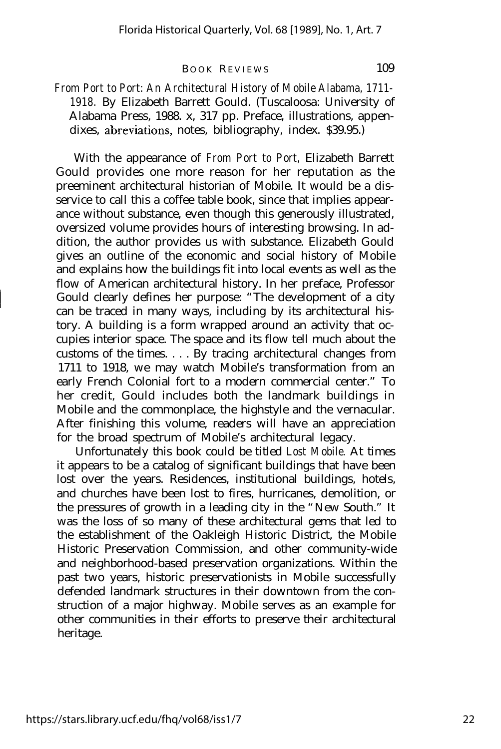*From Port to Port: An Architectural History of Mobile Alabama, 1711-1918.* By Elizabeth Barrett Gould. (Tuscaloosa: University of Alabama Press, 1988. x, 317 pp. Preface, illustrations, appendixes, abreviations, notes, bibliography, index. $39.95.)

With the appearance of *From Port to Port,* Elizabeth Barrett Gould provides one more reason for her reputation as the preeminent architectural historian of Mobile. It would be a disservice to call this a coffee table book, since that implies appearance without substance, even though this generously illustrated, oversized volume provides hours of interesting browsing. In addition, the author provides us with substance. Elizabeth Gould gives an outline of the economic and social history of Mobile and explains how the buildings fit into local events as well as the flow of American architectural history. In her preface, Professor Gould clearly defines her purpose: "The development of a city can be traced in many ways, including by its architectural history. A building is a form wrapped around an activity that occupies interior space. The space and its flow tell much about the customs of the times. . . . By tracing architectural changes from 1711 to 1918, we may watch Mobile's transformation from an early French Colonial fort to a modern commercial center." To her credit, Gould includes both the landmark buildings in Mobile and the commonplace, the highstyle and the vernacular. After finishing this volume, readers will have an appreciation for the broad spectrum of Mobile's architectural legacy.

Unfortunately this book could be titled *Lost Mobile.* At times it appears to be a catalog of significant buildings that have been lost over the years. Residences, institutional buildings, hotels, and churches have been lost to fires, hurricanes, demolition, or the pressures of growth in a leading city in the "New South." It was the loss of so many of these architectural gems that led to the establishment of the Oakleigh Historic District, the Mobile Historic Preservation Commission, and other community-wide and neighborhood-based preservation organizations. Within the past two years, historic preservationists in Mobile successfully defended landmark structures in their downtown from the construction of a major highway. Mobile serves as an example for other communities in their efforts to preserve their architectural heritage.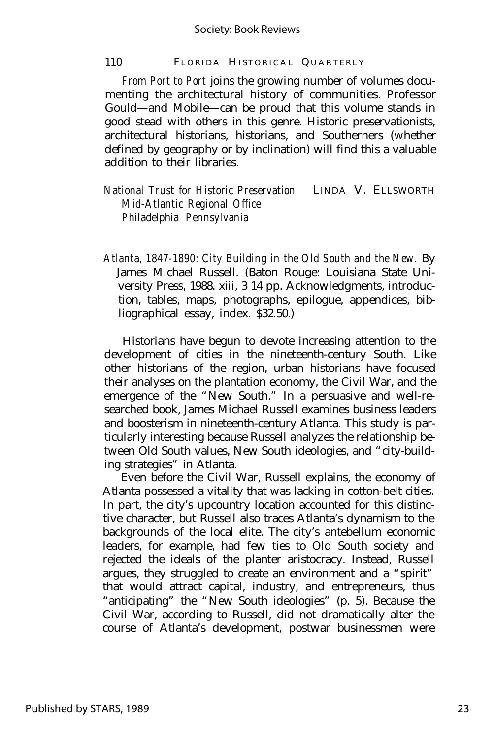*From Port to Port* joins the growing number of volumes documenting the architectural history of communities. Professor Gould—and Mobile—can be proud that this volume stands in good stead with others in this genre. Historic preservationists, architectural historians, historians, and Southerners (whether defined by geography or by inclination) will find this a valuable addition to their libraries.

*National Trust for Historic Preservation* LINDA V. ELLSWORTH
*Mid-Atlantic Regional Office*
*Philadelphia Pennsylvania*

*Atlanta, 1847-1890: City Building in the Old South and the New.* By James Michael Russell. (Baton Rouge: Louisiana State University Press, 1988. xiii, 3 14 pp. Acknowledgments, introduction, tables, maps, photographs, epilogue, appendices, bibliographical essay, index. $32.50.)

Historians have begun to devote increasing attention to the development of cities in the nineteenth-century South. Like other historians of the region, urban historians have focused their analyses on the plantation economy, the Civil War, and the emergence of the "New South." In a persuasive and well-researched book, James Michael Russell examines business leaders and boosterism in nineteenth-century Atlanta. This study is particularly interesting because Russell analyzes the relationship between Old South values, New South ideologies, and "city-building strategies" in Atlanta.

Even before the Civil War, Russell explains, the economy of Atlanta possessed a vitality that was lacking in cotton-belt cities. In part, the city's upcountry location accounted for this distinctive character, but Russell also traces Atlanta's dynamism to the backgrounds of the local elite. The city's antebellum economic leaders, for example, had few ties to Old South society and rejected the ideals of the planter aristocracy. Instead, Russell argues, they struggled to create an environment and a "spirit" that would attract capital, industry, and entrepreneurs, thus "anticipating" the "New South ideologies" (p. 5). Because the Civil War, according to Russell, did not dramatically alter the course of Atlanta's development, postwar businessmen were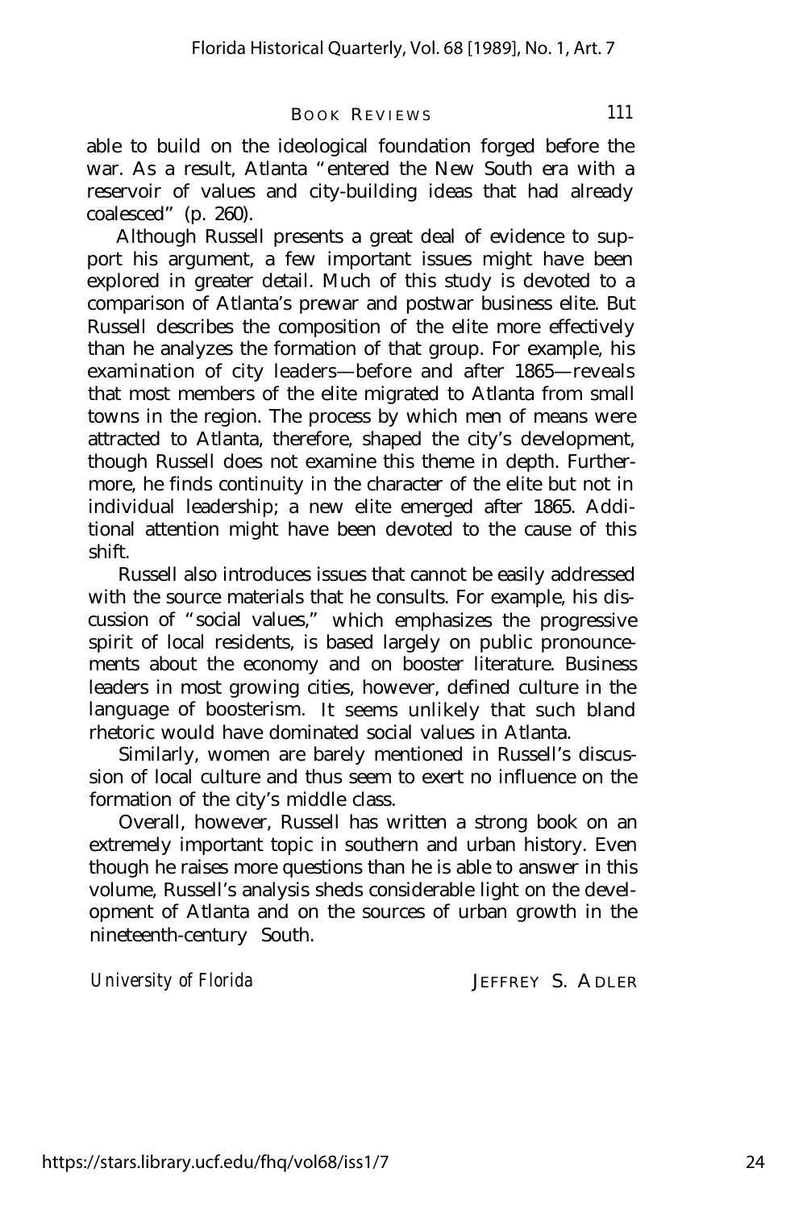able to build on the ideological foundation forged before the war. As a result, Atlanta "entered the New South era with a reservoir of values and city-building ideas that had already coalesced" (p. 260).

Although Russell presents a great deal of evidence to support his argument, a few important issues might have been explored in greater detail. Much of this study is devoted to a comparison of Atlanta's prewar and postwar business elite. But Russell describes the composition of the elite more effectively than he analyzes the formation of that group. For example, his examination of city leaders—before and after 1865—reveals that most members of the elite migrated to Atlanta from small towns in the region. The process by which men of means were attracted to Atlanta, therefore, shaped the city's development, though Russell does not examine this theme in depth. Furthermore, he finds continuity in the character of the elite but not in individual leadership; a new elite emerged after 1865. Additional attention might have been devoted to the cause of this shift.

Russell also introduces issues that cannot be easily addressed with the source materials that he consults. For example, his discussion of "social values," which emphasizes the progressive spirit of local residents, is based largely on public pronouncements about the economy and on booster literature. Business leaders in most growing cities, however, defined culture in the language of boosterism. It seems unlikely that such bland rhetoric would have dominated social values in Atlanta.

Similarly, women are barely mentioned in Russell's discussion of local culture and thus seem to exert no influence on the formation of the city's middle class.

Overall, however, Russell has written a strong book on an extremely important topic in southern and urban history. Even though he raises more questions than he is able to answer in this volume, Russell's analysis sheds considerable light on the development of Atlanta and on the sources of urban growth in the nineteenth-century South.

*University of Florida* JEFFREY S. ADLER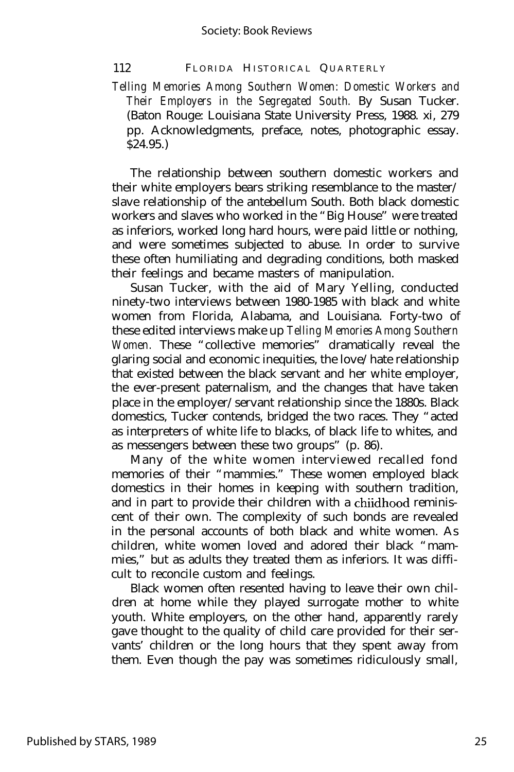*Telling Memories Among Southern Women: Domestic Workers and Their Employers in the Segregated South.* By Susan Tucker. (Baton Rouge: Louisiana State University Press, 1988. xi, 279 pp. Acknowledgments, preface, notes, photographic essay. $24.95.)

The relationship between southern domestic workers and their white employers bears striking resemblance to the master/slave relationship of the antebellum South. Both black domestic workers and slaves who worked in the "Big House" were treated as inferiors, worked long hard hours, were paid little or nothing, and were sometimes subjected to abuse. In order to survive these often humiliating and degrading conditions, both masked their feelings and became masters of manipulation.

Susan Tucker, with the aid of Mary Yelling, conducted ninety-two interviews between 1980-1985 with black and white women from Florida, Alabama, and Louisiana. Forty-two of these edited interviews make up *Telling Memories Among Southern Women.* These "collective memories" dramatically reveal the glaring social and economic inequities, the love/hate relationship that existed between the black servant and her white employer, the ever-present paternalism, and the changes that have taken place in the employer/servant relationship since the 1880s. Black domestics, Tucker contends, bridged the two races. They "acted as interpreters of white life to blacks, of black life to whites, and as messengers between these two groups" (p. 86).

Many of the white women interviewed recalled fond memories of their "mammies." These women employed black domestics in their homes in keeping with southern tradition, and in part to provide their children with a chiidhood reminiscent of their own. The complexity of such bonds are revealed in the personal accounts of both black and white women. As children, white women loved and adored their black "mammies," but as adults they treated them as inferiors. It was difficult to reconcile custom and feelings.

Black women often resented having to leave their own children at home while they played surrogate mother to white youth. White employers, on the other hand, apparently rarely gave thought to the quality of child care provided for their servants' children or the long hours that they spent away from them. Even though the pay was sometimes ridiculously small,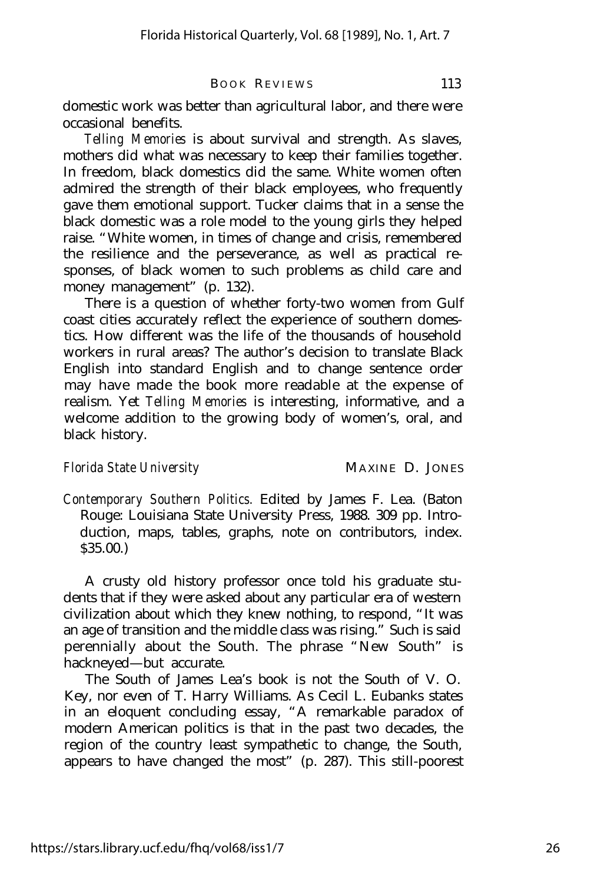domestic work was better than agricultural labor, and there were occasional benefits.

*Telling Memories* is about survival and strength. As slaves, mothers did what was necessary to keep their families together. In freedom, black domestics did the same. White women often admired the strength of their black employees, who frequently gave them emotional support. Tucker claims that in a sense the black domestic was a role model to the young girls they helped raise. "White women, in times of change and crisis, remembered the resilience and the perseverance, as well as practical responses, of black women to such problems as child care and money management" (p. 132).

There is a question of whether forty-two women from Gulf coast cities accurately reflect the experience of southern domestics. How different was the life of the thousands of household workers in rural areas? The author's decision to translate Black English into standard English and to change sentence order may have made the book more readable at the expense of realism. Yet *Telling Memories* is interesting, informative, and a welcome addition to the growing body of women's, oral, and black history.

*Florida State University* MAXINE D. JONES

*Contemporary Southern Politics.* Edited by James F. Lea. (Baton Rouge: Louisiana State University Press, 1988. 309 pp. Introduction, maps, tables, graphs, note on contributors, index. $35.00.)

A crusty old history professor once told his graduate students that if they were asked about any particular era of western civilization about which they knew nothing, to respond, "It was an age of transition and the middle class was rising." Such is said perennially about the South. The phrase "New South" is hackneyed—but accurate.

The South of James Lea's book is not the South of V. O. Key, nor even of T. Harry Williams. As Cecil L. Eubanks states in an eloquent concluding essay, "A remarkable paradox of modern American politics is that in the past two decades, the region of the country least sympathetic to change, the South, appears to have changed the most" (p. 287). This still-poorest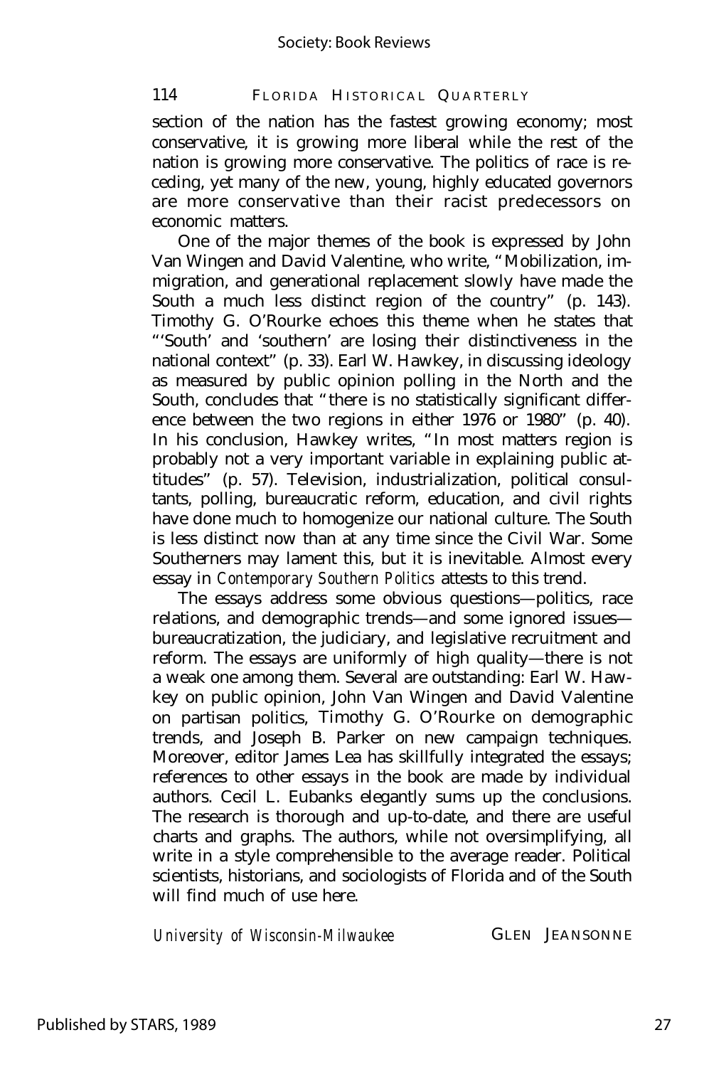section of the nation has the fastest growing economy; most conservative, it is growing more liberal while the rest of the nation is growing more conservative. The politics of race is receding, yet many of the new, young, highly educated governors are more conservative than their racist predecessors on economic matters.

One of the major themes of the book is expressed by John Van Wingen and David Valentine, who write, "Mobilization, immigration, and generational replacement slowly have made the South a much less distinct region of the country" (p. 143). Timothy G. O'Rourke echoes this theme when he states that "'South' and 'southern' are losing their distinctiveness in the national context" (p. 33). Earl W. Hawkey, in discussing ideology as measured by public opinion polling in the North and the South, concludes that "there is no statistically significant difference between the two regions in either 1976 or 1980" (p. 40). In his conclusion, Hawkey writes, "In most matters region is probably not a very important variable in explaining public attitudes" (p. 57). Television, industrialization, political consultants, polling, bureaucratic reform, education, and civil rights have done much to homogenize our national culture. The South is less distinct now than at any time since the Civil War. Some Southerners may lament this, but it is inevitable. Almost every essay in *Contemporary Southern Politics* attests to this trend.

The essays address some obvious questions—politics, race relations, and demographic trends—and some ignored issues—bureaucratization, the judiciary, and legislative recruitment and reform. The essays are uniformly of high quality—there is not a weak one among them. Several are outstanding: Earl W. Hawkey on public opinion, John Van Wingen and David Valentine on partisan politics, Timothy G. O'Rourke on demographic trends, and Joseph B. Parker on new campaign techniques. Moreover, editor James Lea has skillfully integrated the essays; references to other essays in the book are made by individual authors. Cecil L. Eubanks elegantly sums up the conclusions. The research is thorough and up-to-date, and there are useful charts and graphs. The authors, while not oversimplifying, all write in a style comprehensible to the average reader. Political scientists, historians, and sociologists of Florida and of the South will find much of use here.

*University of Wisconsin-Milwaukee* GLEN JEANSONNE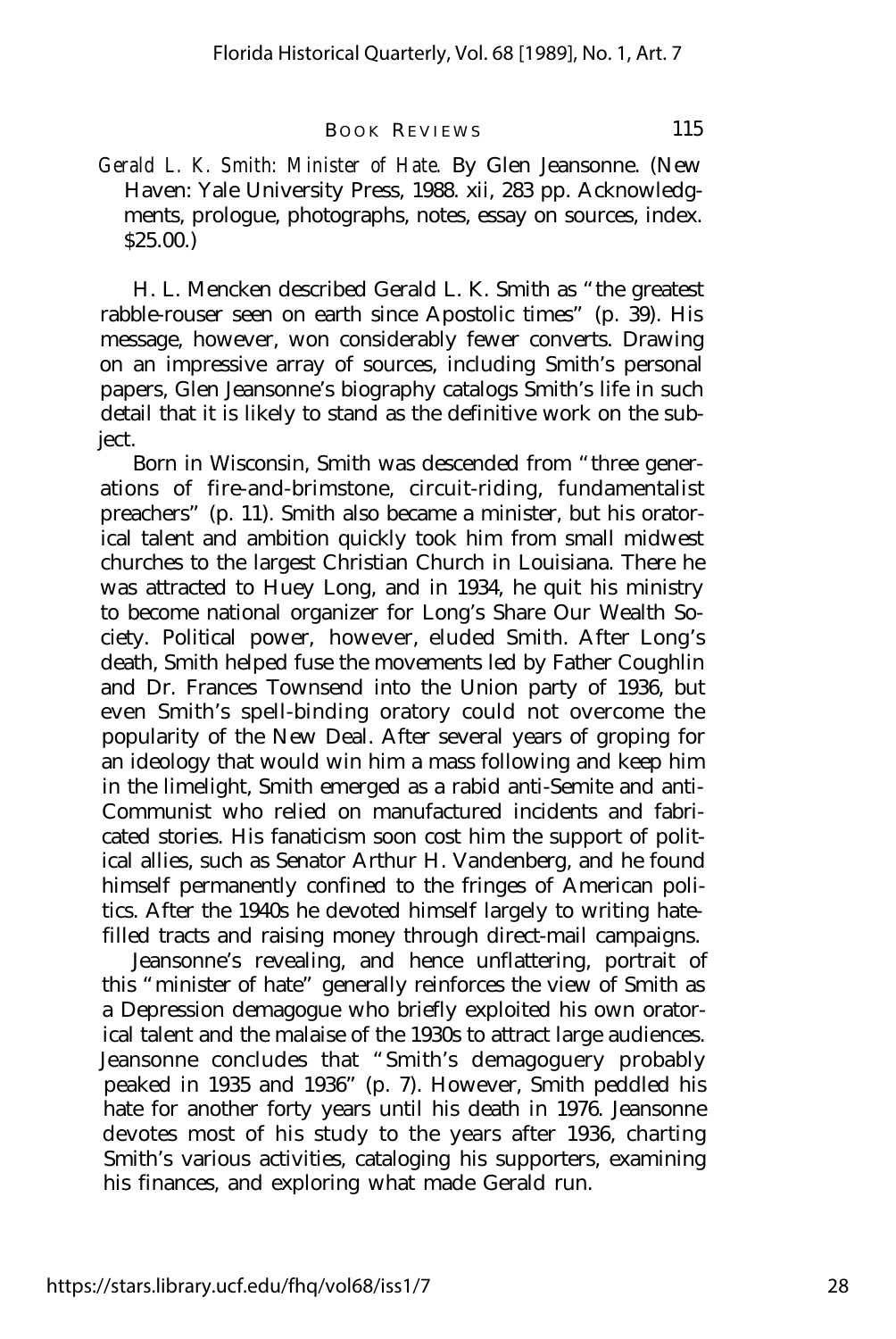*Gerald L. K. Smith: Minister of Hate.* By Glen Jeansonne. (New Haven: Yale University Press, 1988. xii, 283 pp. Acknowledgments, prologue, photographs, notes, essay on sources, index. $25.00.)

H. L. Mencken described Gerald L. K. Smith as "the greatest rabble-rouser seen on earth since Apostolic times" (p. 39). His message, however, won considerably fewer converts. Drawing on an impressive array of sources, including Smith's personal papers, Glen Jeansonne's biography catalogs Smith's life in such detail that it is likely to stand as the definitive work on the subject.

Born in Wisconsin, Smith was descended from "three generations of fire-and-brimstone, circuit-riding, fundamentalist preachers" (p. 11). Smith also became a minister, but his oratorical talent and ambition quickly took him from small midwest churches to the largest Christian Church in Louisiana. There he was attracted to Huey Long, and in 1934, he quit his ministry to become national organizer for Long's Share Our Wealth Society. Political power, however, eluded Smith. After Long's death, Smith helped fuse the movements led by Father Coughlin and Dr. Frances Townsend into the Union party of 1936, but even Smith's spell-binding oratory could not overcome the popularity of the New Deal. After several years of groping for an ideology that would win him a mass following and keep him in the limelight, Smith emerged as a rabid anti-Semite and anti-Communist who relied on manufactured incidents and fabricated stories. His fanaticism soon cost him the support of political allies, such as Senator Arthur H. Vandenberg, and he found himself permanently confined to the fringes of American politics. After the 1940s he devoted himself largely to writing hate-filled tracts and raising money through direct-mail campaigns.

Jeansonne's revealing, and hence unflattering, portrait of this "minister of hate" generally reinforces the view of Smith as a Depression demagogue who briefly exploited his own oratorical talent and the malaise of the 1930s to attract large audiences. Jeansonne concludes that "Smith's demagoguery probably peaked in 1935 and 1936" (p. 7). However, Smith peddled his hate for another forty years until his death in 1976. Jeansonne devotes most of his study to the years after 1936, charting Smith's various activities, cataloging his supporters, examining his finances, and exploring what made Gerald run.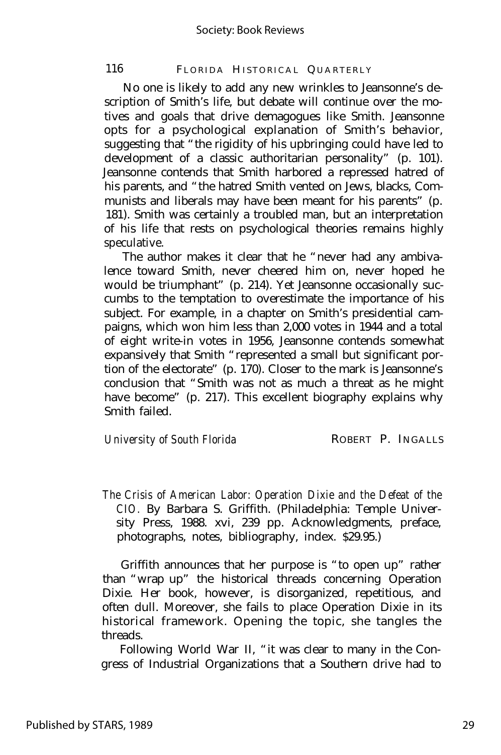No one is likely to add any new wrinkles to Jeansonne's description of Smith's life, but debate will continue over the motives and goals that drive demagogues like Smith. Jeansonne opts for a psychological explanation of Smith's behavior, suggesting that "the rigidity of his upbringing could have led to development of a classic authoritarian personality" (p. 101). Jeansonne contends that Smith harbored a repressed hatred of his parents, and "the hatred Smith vented on Jews, blacks, Communists and liberals may have been meant for his parents" (p. 181). Smith was certainly a troubled man, but an interpretation of his life that rests on psychological theories remains highly speculative.

The author makes it clear that he "never had any ambivalence toward Smith, never cheered him on, never hoped he would be triumphant" (p. 214). Yet Jeansonne occasionally succumbs to the temptation to overestimate the importance of his subject. For example, in a chapter on Smith's presidential campaigns, which won him less than 2,000 votes in 1944 and a total of eight write-in votes in 1956, Jeansonne contends somewhat expansively that Smith "represented a small but significant portion of the electorate" (p. 170). Closer to the mark is Jeansonne's conclusion that "Smith was not as much a threat as he might have become" (p. 217). This excellent biography explains why Smith failed.

*University of South Florida* ROBERT P. INGALLS

*The Crisis of American Labor: Operation Dixie and the Defeat of the CIO.* By Barbara S. Griffith. (Philadelphia: Temple University Press, 1988. xvi, 239 pp. Acknowledgments, preface, photographs, notes, bibliography, index. $29.95.)

Griffith announces that her purpose is "to open up" rather than "wrap up" the historical threads concerning Operation Dixie. Her book, however, is disorganized, repetitious, and often dull. Moreover, she fails to place Operation Dixie in its historical framework. Opening the topic, she tangles the threads.

Following World War II, "it was clear to many in the Congress of Industrial Organizations that a Southern drive had to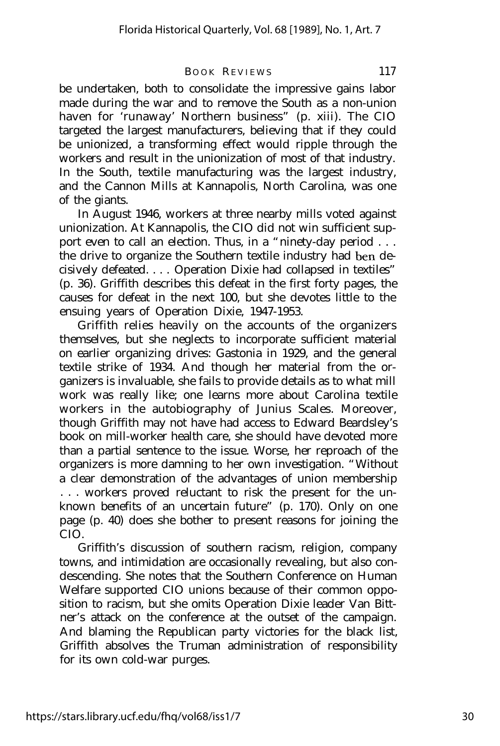be undertaken, both to consolidate the impressive gains labor made during the war and to remove the South as a non-union haven for 'runaway' Northern business" (p. xiii). The CIO targeted the largest manufacturers, believing that if they could be unionized, a transforming effect would ripple through the workers and result in the unionization of most of that industry. In the South, textile manufacturing was the largest industry, and the Cannon Mills at Kannapolis, North Carolina, was one of the giants.

In August 1946, workers at three nearby mills voted against unionization. At Kannapolis, the CIO did not win sufficient support even to call an election. Thus, in a "ninety-day period . . . the drive to organize the Southern textile industry had ben decisively defeated. . . . Operation Dixie had collapsed in textiles" (p. 36). Griffith describes this defeat in the first forty pages, the causes for defeat in the next 100, but she devotes little to the ensuing years of Operation Dixie, 1947-1953.

Griffith relies heavily on the accounts of the organizers themselves, but she neglects to incorporate sufficient material on earlier organizing drives: Gastonia in 1929, and the general textile strike of 1934. And though her material from the organizers is invaluable, she fails to provide details as to what mill work was really like; one learns more about Carolina textile workers in the autobiography of Junius Scales. Moreover, though Griffith may not have had access to Edward Beardsley's book on mill-worker health care, she should have devoted more than a partial sentence to the issue. Worse, her reproach of the organizers is more damning to her own investigation. "Without a clear demonstration of the advantages of union membership . . . workers proved reluctant to risk the present for the unknown benefits of an uncertain future" (p. 170). Only on one page (p. 40) does she bother to present reasons for joining the CIO.

Griffith's discussion of southern racism, religion, company towns, and intimidation are occasionally revealing, but also condescending. She notes that the Southern Conference on Human Welfare supported CIO unions because of their common opposition to racism, but she omits Operation Dixie leader Van Bittner's attack on the conference at the outset of the campaign. And blaming the Republican party victories for the black list, Griffith absolves the Truman administration of responsibility for its own cold-war purges.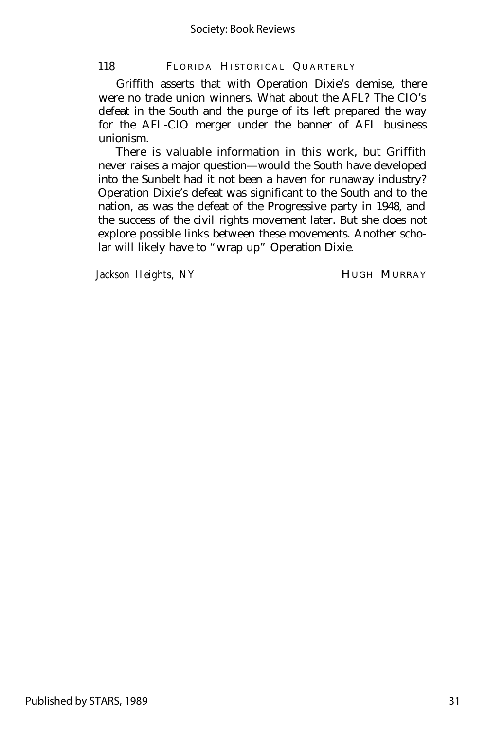Griffith asserts that with Operation Dixie's demise, there were no trade union winners. What about the AFL? The CIO's defeat in the South and the purge of its left prepared the way for the AFL-CIO merger under the banner of AFL business unionism.

There is valuable information in this work, but Griffith never raises a major question—would the South have developed into the Sunbelt had it not been a haven for runaway industry? Operation Dixie's defeat was significant to the South and to the nation, as was the defeat of the Progressive party in 1948, and the success of the civil rights movement later. But she does not explore possible links between these movements. Another scholar will likely have to "wrap up" Operation Dixie.

*Jackson Heights, NY* HUGH MURRAY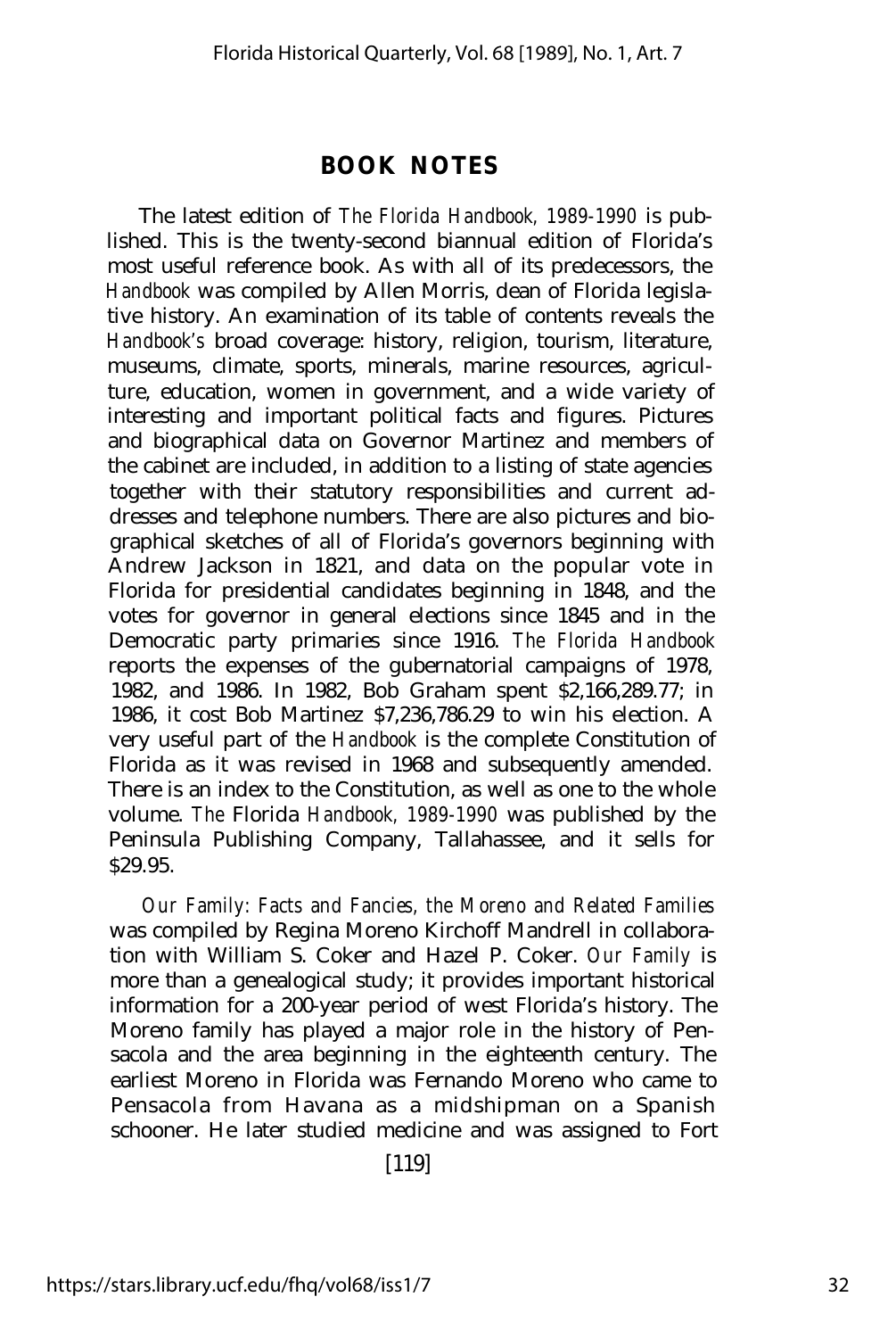## BOOK NOTES

The latest edition of *The Florida Handbook, 1989-1990* is published. This is the twenty-second biannual edition of Florida's most useful reference book. As with all of its predecessors, the *Handbook* was compiled by Allen Morris, dean of Florida legislative history. An examination of its table of contents reveals the *Handbook's* broad coverage: history, religion, tourism, literature, museums, climate, sports, minerals, marine resources, agriculture, education, women in government, and a wide variety of interesting and important political facts and figures. Pictures and biographical data on Governor Martinez and members of the cabinet are included, in addition to a listing of state agencies together with their statutory responsibilities and current addresses and telephone numbers. There are also pictures and biographical sketches of all of Florida's governors beginning with Andrew Jackson in 1821, and data on the popular vote in Florida for presidential candidates beginning in 1848, and the votes for governor in general elections since 1845 and in the Democratic party primaries since 1916. *The Florida Handbook* reports the expenses of the gubernatorial campaigns of 1978, 1982, and 1986. In 1982, Bob Graham spent $2,166,289.77; in 1986, it cost Bob Martinez $7,236,786.29 to win his election. A very useful part of the *Handbook* is the complete Constitution of Florida as it was revised in 1968 and subsequently amended. There is an index to the Constitution, as well as one to the whole volume. *The* Florida *Handbook, 1989-1990* was published by the Peninsula Publishing Company, Tallahassee, and it sells for $29.95.

*Our Family: Facts and Fancies, the Moreno and Related Families* was compiled by Regina Moreno Kirchoff Mandrell in collaboration with William S. Coker and Hazel P. Coker. *Our Family* is more than a genealogical study; it provides important historical information for a 200-year period of west Florida's history. The Moreno family has played a major role in the history of Pensacola and the area beginning in the eighteenth century. The earliest Moreno in Florida was Fernando Moreno who came to Pensacola from Havana as a midshipman on a Spanish schooner. He later studied medicine and was assigned to Fort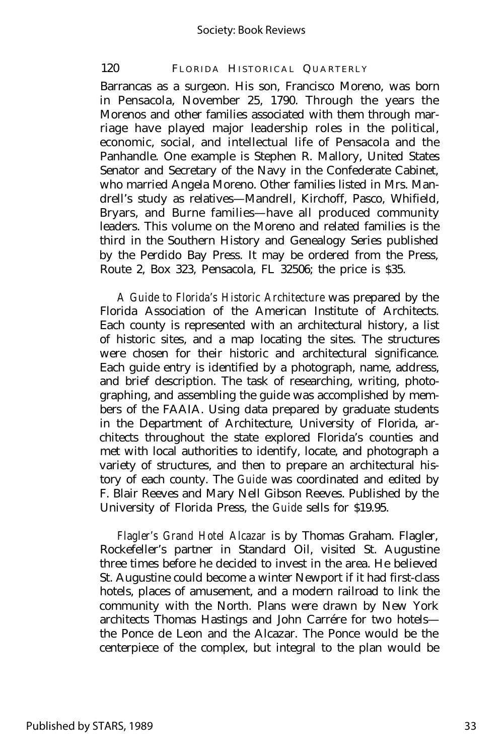Barrancas as a surgeon. His son, Francisco Moreno, was born in Pensacola, November 25, 1790. Through the years the Morenos and other families associated with them through marriage have played major leadership roles in the political, economic, social, and intellectual life of Pensacola and the Panhandle. One example is Stephen R. Mallory, United States Senator and Secretary of the Navy in the Confederate Cabinet, who married Angela Moreno. Other families listed in Mrs. Mandrell's study as relatives—Mandrell, Kirchoff, Pasco, Whifield, Bryars, and Burne families—have all produced community leaders. This volume on the Moreno and related families is the third in the Southern History and Genealogy Series published by the Perdido Bay Press. It may be ordered from the Press, Route 2, Box 323, Pensacola, FL 32506; the price is $35.

*A Guide to Florida's Historic Architecture* was prepared by the Florida Association of the American Institute of Architects. Each county is represented with an architectural history, a list of historic sites, and a map locating the sites. The structures were chosen for their historic and architectural significance. Each guide entry is identified by a photograph, name, address, and brief description. The task of researching, writing, photographing, and assembling the guide was accomplished by members of the FAAIA. Using data prepared by graduate students in the Department of Architecture, University of Florida, architects throughout the state explored Florida's counties and met with local authorities to identify, locate, and photograph a variety of structures, and then to prepare an architectural history of each county. The *Guide* was coordinated and edited by F. Blair Reeves and Mary Nell Gibson Reeves. Published by the University of Florida Press, the *Guide* sells for $19.95.

*Flagler's Grand Hotel Alcazar* is by Thomas Graham. Flagler, Rockefeller's partner in Standard Oil, visited St. Augustine three times before he decided to invest in the area. He believed St. Augustine could become a winter Newport if it had first-class hotels, places of amusement, and a modern railroad to link the community with the North. Plans were drawn by New York architects Thomas Hastings and John Carrére for two hotels—the Ponce de Leon and the Alcazar. The Ponce would be the centerpiece of the complex, but integral to the plan would be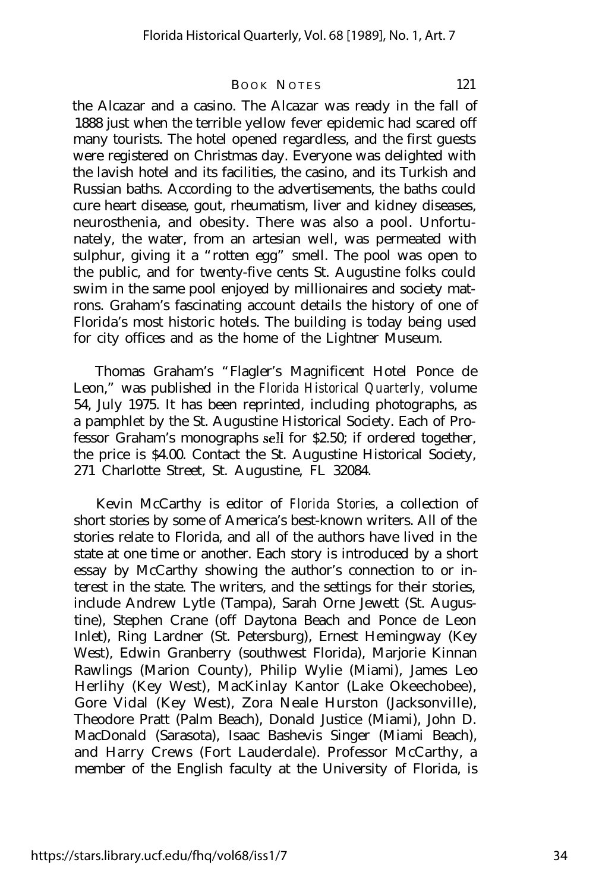the Alcazar and a casino. The Alcazar was ready in the fall of 1888 just when the terrible yellow fever epidemic had scared off many tourists. The hotel opened regardless, and the first guests were registered on Christmas day. Everyone was delighted with the lavish hotel and its facilities, the casino, and its Turkish and Russian baths. According to the advertisements, the baths could cure heart disease, gout, rheumatism, liver and kidney diseases, neurosthenia, and obesity. There was also a pool. Unfortunately, the water, from an artesian well, was permeated with sulphur, giving it a "rotten egg" smell. The pool was open to the public, and for twenty-five cents St. Augustine folks could swim in the same pool enjoyed by millionaires and society matrons. Graham's fascinating account details the history of one of Florida's most historic hotels. The building is today being used for city offices and as the home of the Lightner Museum.

Thomas Graham's "Flagler's Magnificent Hotel Ponce de Leon," was published in the *Florida Historical Quarterly,* volume 54, July 1975. It has been reprinted, including photographs, as a pamphlet by the St. Augustine Historical Society. Each of Professor Graham's monographs sell for $2.50; if ordered together, the price is $4.00. Contact the St. Augustine Historical Society, 271 Charlotte Street, St. Augustine, FL 32084.

Kevin McCarthy is editor of *Florida Stories,* a collection of short stories by some of America's best-known writers. All of the stories relate to Florida, and all of the authors have lived in the state at one time or another. Each story is introduced by a short essay by McCarthy showing the author's connection to or interest in the state. The writers, and the settings for their stories, include Andrew Lytle (Tampa), Sarah Orne Jewett (St. Augustine), Stephen Crane (off Daytona Beach and Ponce de Leon Inlet), Ring Lardner (St. Petersburg), Ernest Hemingway (Key West), Edwin Granberry (southwest Florida), Marjorie Kinnan Rawlings (Marion County), Philip Wylie (Miami), James Leo Herlihy (Key West), MacKinlay Kantor (Lake Okeechobee), Gore Vidal (Key West), Zora Neale Hurston (Jacksonville), Theodore Pratt (Palm Beach), Donald Justice (Miami), John D. MacDonald (Sarasota), Isaac Bashevis Singer (Miami Beach), and Harry Crews (Fort Lauderdale). Professor McCarthy, a member of the English faculty at the University of Florida, is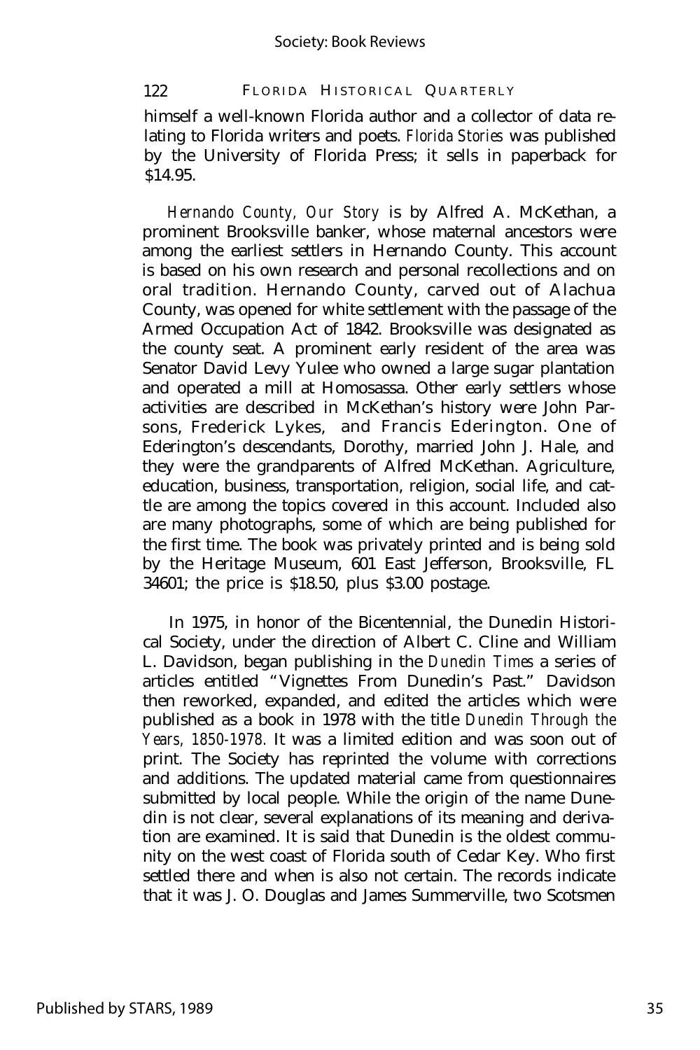himself a well-known Florida author and a collector of data relating to Florida writers and poets. *Florida Stories* was published by the University of Florida Press; it sells in paperback for $14.95.

*Hernando County, Our Story* is by Alfred A. McKethan, a prominent Brooksville banker, whose maternal ancestors were among the earliest settlers in Hernando County. This account is based on his own research and personal recollections and on oral tradition. Hernando County, carved out of Alachua County, was opened for white settlement with the passage of the Armed Occupation Act of 1842. Brooksville was designated as the county seat. A prominent early resident of the area was Senator David Levy Yulee who owned a large sugar plantation and operated a mill at Homosassa. Other early settlers whose activities are described in McKethan's history were John Parsons, Frederick Lykes, and Francis Ederington. One of Ederington's descendants, Dorothy, married John J. Hale, and they were the grandparents of Alfred McKethan. Agriculture, education, business, transportation, religion, social life, and cattle are among the topics covered in this account. Included also are many photographs, some of which are being published for the first time. The book was privately printed and is being sold by the Heritage Museum, 601 East Jefferson, Brooksville, FL 34601; the price is $18.50, plus $3.00 postage.

In 1975, in honor of the Bicentennial, the Dunedin Historical Society, under the direction of Albert C. Cline and William L. Davidson, began publishing in the *Dunedin Times* a series of articles entitled "Vignettes From Dunedin's Past." Davidson then reworked, expanded, and edited the articles which were published as a book in 1978 with the title *Dunedin Through the Years, 1850-1978*. It was a limited edition and was soon out of print. The Society has reprinted the volume with corrections and additions. The updated material came from questionnaires submitted by local people. While the origin of the name Dunedin is not clear, several explanations of its meaning and derivation are examined. It is said that Dunedin is the oldest community on the west coast of Florida south of Cedar Key. Who first settled there and when is also not certain. The records indicate that it was J. O. Douglas and James Summerville, two Scotsmen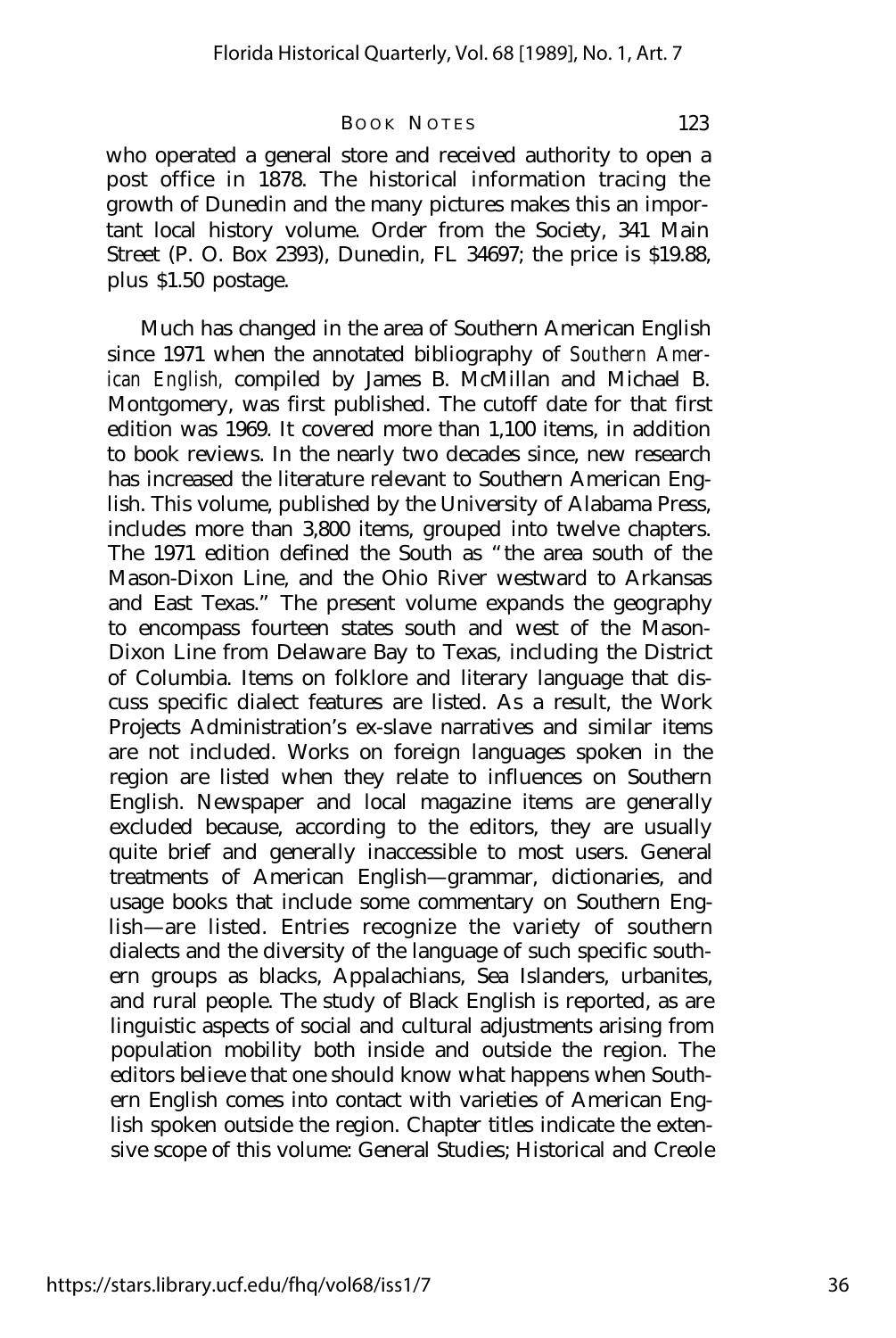who operated a general store and received authority to open a post office in 1878. The historical information tracing the growth of Dunedin and the many pictures makes this an important local history volume. Order from the Society, 341 Main Street (P. O. Box 2393), Dunedin, FL 34697; the price is $19.88, plus $1.50 postage.

Much has changed in the area of Southern American English since 1971 when the annotated bibliography of *Southern American English,* compiled by James B. McMillan and Michael B. Montgomery, was first published. The cutoff date for that first edition was 1969. It covered more than 1,100 items, in addition to book reviews. In the nearly two decades since, new research has increased the literature relevant to Southern American English. This volume, published by the University of Alabama Press, includes more than 3,800 items, grouped into twelve chapters. The 1971 edition defined the South as "the area south of the Mason-Dixon Line, and the Ohio River westward to Arkansas and East Texas." The present volume expands the geography to encompass fourteen states south and west of the Mason-Dixon Line from Delaware Bay to Texas, including the District of Columbia. Items on folklore and literary language that discuss specific dialect features are listed. As a result, the Work Projects Administration's ex-slave narratives and similar items are not included. Works on foreign languages spoken in the region are listed when they relate to influences on Southern English. Newspaper and local magazine items are generally excluded because, according to the editors, they are usually quite brief and generally inaccessible to most users. General treatments of American English—grammar, dictionaries, and usage books that include some commentary on Southern English—are listed. Entries recognize the variety of southern dialects and the diversity of the language of such specific southern groups as blacks, Appalachians, Sea Islanders, urbanites, and rural people. The study of Black English is reported, as are linguistic aspects of social and cultural adjustments arising from population mobility both inside and outside the region. The editors believe that one should know what happens when Southern English comes into contact with varieties of American English spoken outside the region. Chapter titles indicate the extensive scope of this volume: General Studies; Historical and Creole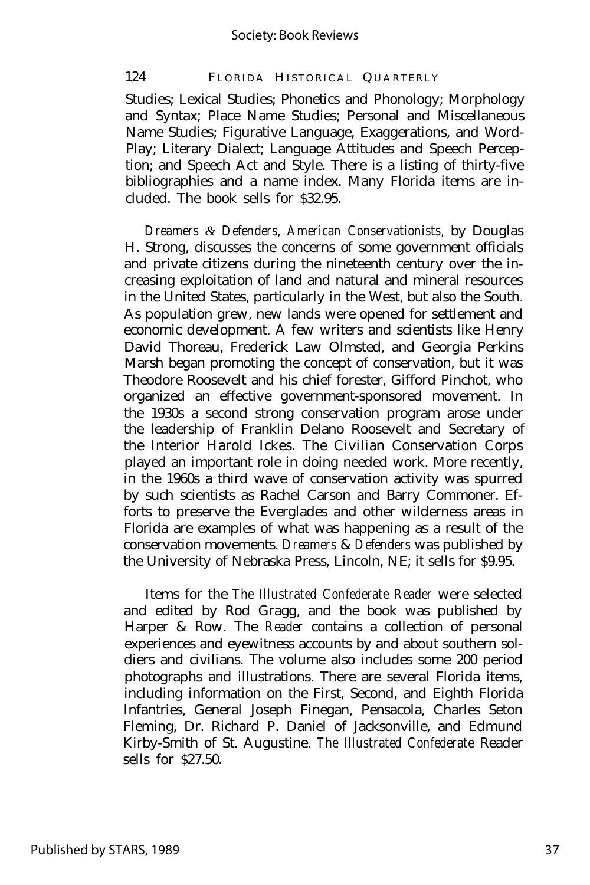Studies; Lexical Studies; Phonetics and Phonology; Morphology and Syntax; Place Name Studies; Personal and Miscellaneous Name Studies; Figurative Language, Exaggerations, and Word-Play; Literary Dialect; Language Attitudes and Speech Perception; and Speech Act and Style. There is a listing of thirty-five bibliographies and a name index. Many Florida items are included. The book sells for $32.95.

*Dreamers & Defenders, American Conservationists,* by Douglas H. Strong, discusses the concerns of some government officials and private citizens during the nineteenth century over the increasing exploitation of land and natural and mineral resources in the United States, particularly in the West, but also the South. As population grew, new lands were opened for settlement and economic development. A few writers and scientists like Henry David Thoreau, Frederick Law Olmsted, and Georgia Perkins Marsh began promoting the concept of conservation, but it was Theodore Roosevelt and his chief forester, Gifford Pinchot, who organized an effective government-sponsored movement. In the 1930s a second strong conservation program arose under the leadership of Franklin Delano Roosevelt and Secretary of the Interior Harold Ickes. The Civilian Conservation Corps played an important role in doing needed work. More recently, in the 1960s a third wave of conservation activity was spurred by such scientists as Rachel Carson and Barry Commoner. Efforts to preserve the Everglades and other wilderness areas in Florida are examples of what was happening as a result of the conservation movements. *Dreamers & Defenders* was published by the University of Nebraska Press, Lincoln, NE; it sells for $9.95.

Items for the *The Illustrated Confederate Reader* were selected and edited by Rod Gragg, and the book was published by Harper & Row. The *Reader* contains a collection of personal experiences and eyewitness accounts by and about southern soldiers and civilians. The volume also includes some 200 period photographs and illustrations. There are several Florida items, including information on the First, Second, and Eighth Florida Infantries, General Joseph Finegan, Pensacola, Charles Seton Fleming, Dr. Richard P. Daniel of Jacksonville, and Edmund Kirby-Smith of St. Augustine. *The Illustrated Confederate* Reader sells for $27.50.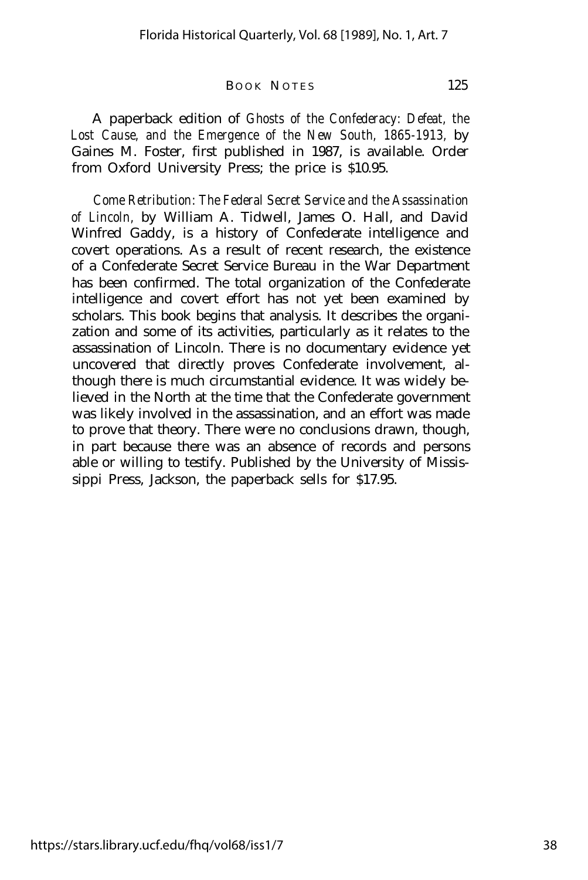A paperback edition of *Ghosts of the Confederacy: Defeat, the Lost Cause, and the Emergence of the New South, 1865-1913*, by Gaines M. Foster, first published in 1987, is available. Order from Oxford University Press; the price is $10.95.

*Come Retribution: The Federal Secret Service and the Assassination of Lincoln*, by William A. Tidwell, James O. Hall, and David Winfred Gaddy, is a history of Confederate intelligence and covert operations. As a result of recent research, the existence of a Confederate Secret Service Bureau in the War Department has been confirmed. The total organization of the Confederate intelligence and covert effort has not yet been examined by scholars. This book begins that analysis. It describes the organization and some of its activities, particularly as it relates to the assassination of Lincoln. There is no documentary evidence yet uncovered that directly proves Confederate involvement, although there is much circumstantial evidence. It was widely believed in the North at the time that the Confederate government was likely involved in the assassination, and an effort was made to prove that theory. There were no conclusions drawn, though, in part because there was an absence of records and persons able or willing to testify. Published by the University of Mississippi Press, Jackson, the paperback sells for $17.95.